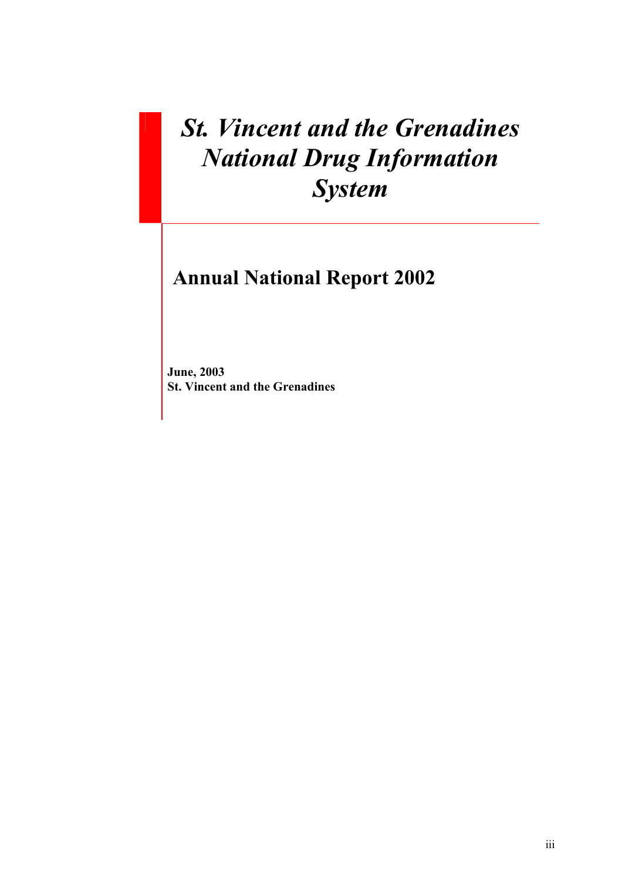# *St. Vincent and the Grenadines National Drug Information System*

## Annual National Report 2002

**June, 2003**
**St. Vincent and the Grenadines**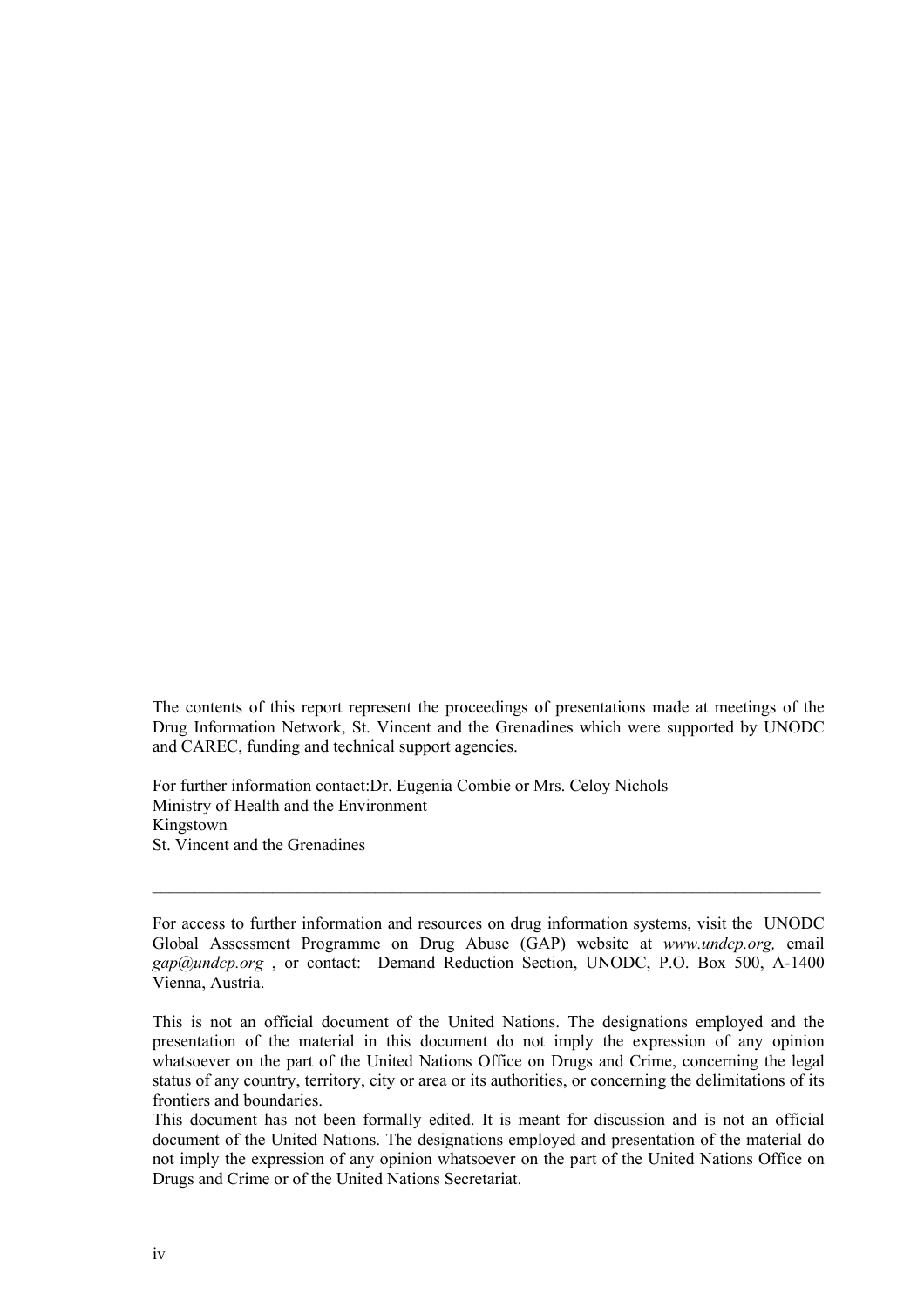The contents of this report represent the proceedings of presentations made at meetings of the Drug Information Network, St. Vincent and the Grenadines which were supported by UNODC and CAREC, funding and technical support agencies.

For further information contact:Dr. Eugenia Combie or Mrs. Celoy Nichols
Ministry of Health and the Environment
Kingstown
St. Vincent and the Grenadines

---

For access to further information and resources on drug information systems, visit the UNODC Global Assessment Programme on Drug Abuse (GAP) website at *www.undcp.org,* email *gap@undcp.org* , or contact: Demand Reduction Section, UNODC, P.O. Box 500, A-1400 Vienna, Austria.

This is not an official document of the United Nations. The designations employed and the presentation of the material in this document do not imply the expression of any opinion whatsoever on the part of the United Nations Office on Drugs and Crime, concerning the legal status of any country, territory, city or area or its authorities, or concerning the delimitations of its frontiers and boundaries.
This document has not been formally edited. It is meant for discussion and is not an official document of the United Nations. The designations employed and presentation of the material do not imply the expression of any opinion whatsoever on the part of the United Nations Office on Drugs and Crime or of the United Nations Secretariat.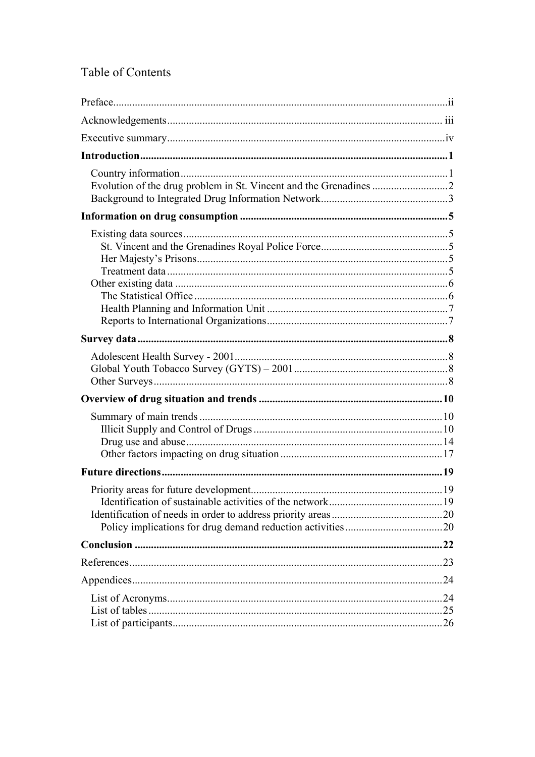# Table of Contents

Preface.....ii

Acknowledgements.....iii

Executive summary.....iv

**Introduction.....1**

- Country information.....1
- Evolution of the drug problem in St. Vincent and the Grenadines.....2
- Background to Integrated Drug Information Network.....3

**Information on drug consumption.....5**

- Existing data sources.....5
  - St. Vincent and the Grenadines Royal Police Force.....5
  - Her Majesty's Prisons.....5
  - Treatment data.....5
- Other existing data.....6
  - The Statistical Office.....6
  - Health Planning and Information Unit.....7
  - Reports to International Organizations.....7

**Survey data.....8**

- Adolescent Health Survey - 2001.....8
- Global Youth Tobacco Survey (GYTS) – 2001.....8
- Other Surveys.....8

**Overview of drug situation and trends.....10**

- Summary of main trends.....10
  - Illicit Supply and Control of Drugs.....10
  - Drug use and abuse.....14
  - Other factors impacting on drug situation.....17

**Future directions.....19**

- Priority areas for future development.....19
  - Identification of sustainable activities of the network.....19
- Identification of needs in order to address priority areas.....20
  - Policy implications for drug demand reduction activities.....20

**Conclusion.....22**

References.....23

Appendices.....24

- List of Acronyms.....24
- List of tables.....25
- List of participants.....26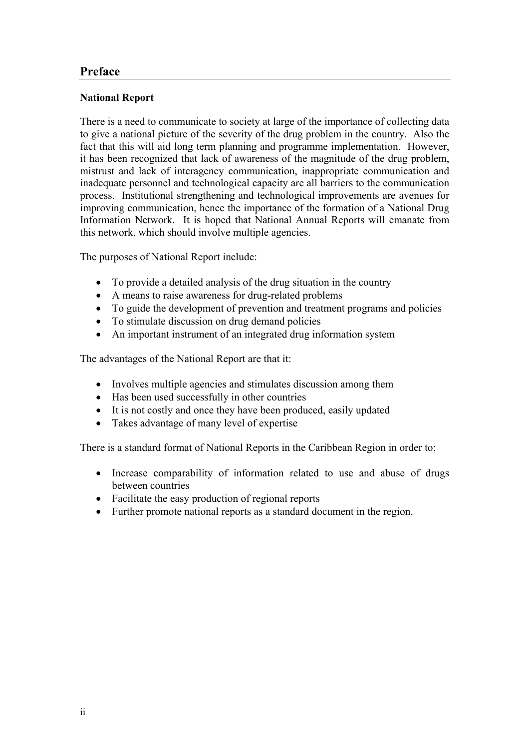## Preface

### National Report

There is a need to communicate to society at large of the importance of collecting data to give a national picture of the severity of the drug problem in the country. Also the fact that this will aid long term planning and programme implementation. However, it has been recognized that lack of awareness of the magnitude of the drug problem, mistrust and lack of interagency communication, inappropriate communication and inadequate personnel and technological capacity are all barriers to the communication process. Institutional strengthening and technological improvements are avenues for improving communication, hence the importance of the formation of a National Drug Information Network. It is hoped that National Annual Reports will emanate from this network, which should involve multiple agencies.

The purposes of National Report include:

- To provide a detailed analysis of the drug situation in the country
- A means to raise awareness for drug-related problems
- To guide the development of prevention and treatment programs and policies
- To stimulate discussion on drug demand policies
- An important instrument of an integrated drug information system

The advantages of the National Report are that it:

- Involves multiple agencies and stimulates discussion among them
- Has been used successfully in other countries
- It is not costly and once they have been produced, easily updated
- Takes advantage of many level of expertise

There is a standard format of National Reports in the Caribbean Region in order to;

- Increase comparability of information related to use and abuse of drugs between countries
- Facilitate the easy production of regional reports
- Further promote national reports as a standard document in the region.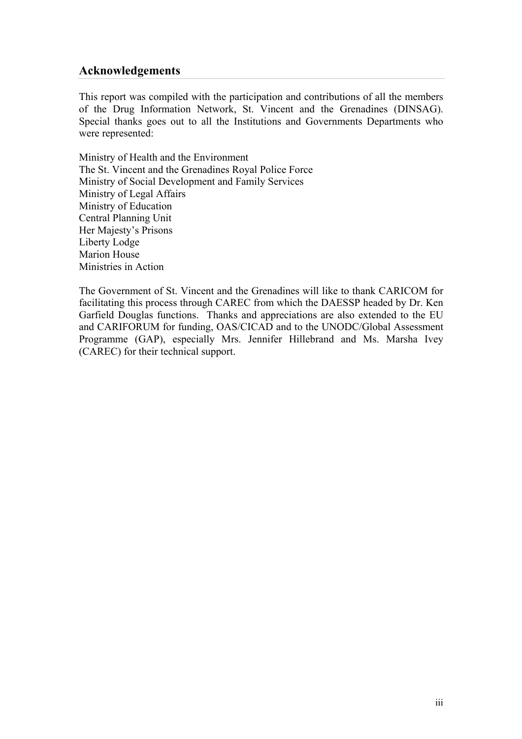## Acknowledgements

This report was compiled with the participation and contributions of all the members of the Drug Information Network, St. Vincent and the Grenadines (DINSAG). Special thanks goes out to all the Institutions and Governments Departments who were represented:

Ministry of Health and the Environment
The St. Vincent and the Grenadines Royal Police Force
Ministry of Social Development and Family Services
Ministry of Legal Affairs
Ministry of Education
Central Planning Unit
Her Majesty's Prisons
Liberty Lodge
Marion House
Ministries in Action

The Government of St. Vincent and the Grenadines will like to thank CARICOM for facilitating this process through CAREC from which the DAESSP headed by Dr. Ken Garfield Douglas functions. Thanks and appreciations are also extended to the EU and CARIFORUM for funding, OAS/CICAD and to the UNODC/Global Assessment Programme (GAP), especially Mrs. Jennifer Hillebrand and Ms. Marsha Ivey (CAREC) for their technical support.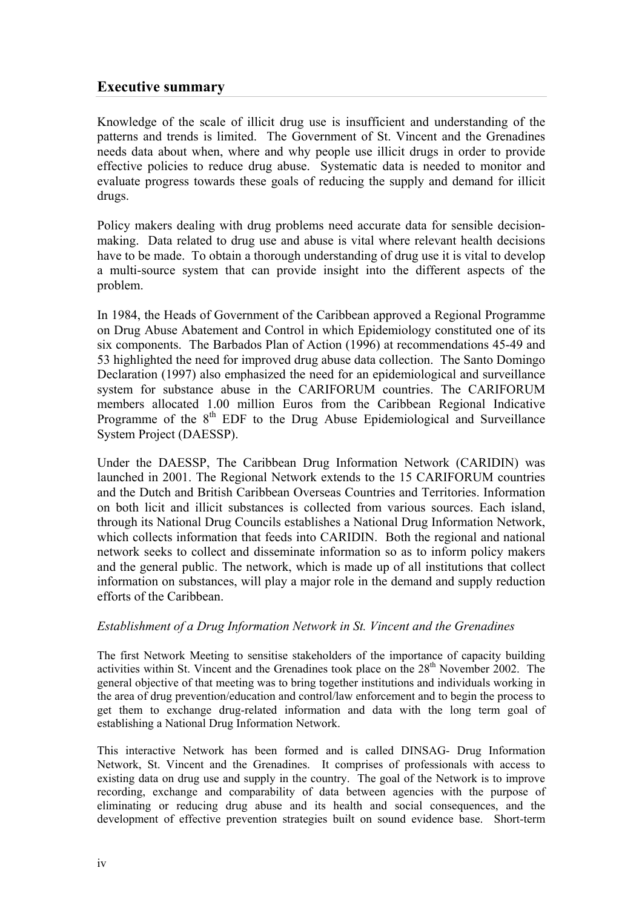## Executive summary

Knowledge of the scale of illicit drug use is insufficient and understanding of the patterns and trends is limited. The Government of St. Vincent and the Grenadines needs data about when, where and why people use illicit drugs in order to provide effective policies to reduce drug abuse. Systematic data is needed to monitor and evaluate progress towards these goals of reducing the supply and demand for illicit drugs.

Policy makers dealing with drug problems need accurate data for sensible decision-making. Data related to drug use and abuse is vital where relevant health decisions have to be made. To obtain a thorough understanding of drug use it is vital to develop a multi-source system that can provide insight into the different aspects of the problem.

In 1984, the Heads of Government of the Caribbean approved a Regional Programme on Drug Abuse Abatement and Control in which Epidemiology constituted one of its six components. The Barbados Plan of Action (1996) at recommendations 45-49 and 53 highlighted the need for improved drug abuse data collection. The Santo Domingo Declaration (1997) also emphasized the need for an epidemiological and surveillance system for substance abuse in the CARIFORUM countries. The CARIFORUM members allocated 1.00 million Euros from the Caribbean Regional Indicative Programme of the 8th EDF to the Drug Abuse Epidemiological and Surveillance System Project (DAESSP).

Under the DAESSP, The Caribbean Drug Information Network (CARIDIN) was launched in 2001. The Regional Network extends to the 15 CARIFORUM countries and the Dutch and British Caribbean Overseas Countries and Territories. Information on both licit and illicit substances is collected from various sources. Each island, through its National Drug Councils establishes a National Drug Information Network, which collects information that feeds into CARIDIN. Both the regional and national network seeks to collect and disseminate information so as to inform policy makers and the general public. The network, which is made up of all institutions that collect information on substances, will play a major role in the demand and supply reduction efforts of the Caribbean.

*Establishment of a Drug Information Network in St. Vincent and the Grenadines*

The first Network Meeting to sensitise stakeholders of the importance of capacity building activities within St. Vincent and the Grenadines took place on the 28th November 2002. The general objective of that meeting was to bring together institutions and individuals working in the area of drug prevention/education and control/law enforcement and to begin the process to get them to exchange drug-related information and data with the long term goal of establishing a National Drug Information Network.

This interactive Network has been formed and is called DINSAG- Drug Information Network, St. Vincent and the Grenadines. It comprises of professionals with access to existing data on drug use and supply in the country. The goal of the Network is to improve recording, exchange and comparability of data between agencies with the purpose of eliminating or reducing drug abuse and its health and social consequences, and the development of effective prevention strategies built on sound evidence base. Short-term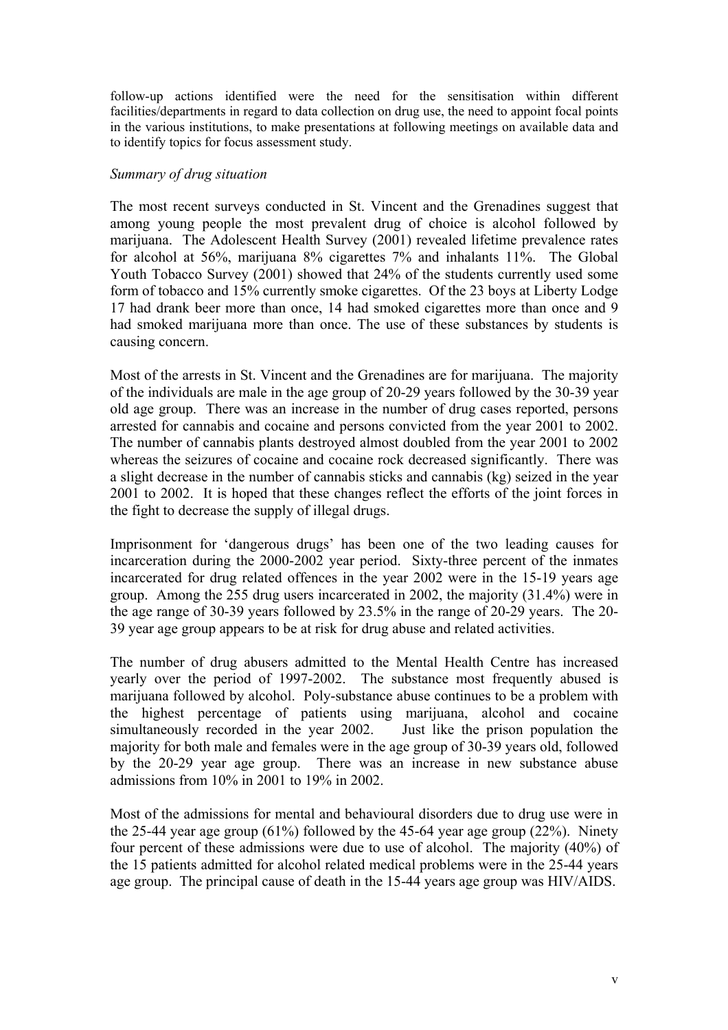follow-up actions identified were the need for the sensitisation within different facilities/departments in regard to data collection on drug use, the need to appoint focal points in the various institutions, to make presentations at following meetings on available data and to identify topics for focus assessment study.

*Summary of drug situation*

The most recent surveys conducted in St. Vincent and the Grenadines suggest that among young people the most prevalent drug of choice is alcohol followed by marijuana. The Adolescent Health Survey (2001) revealed lifetime prevalence rates for alcohol at 56%, marijuana 8% cigarettes 7% and inhalants 11%. The Global Youth Tobacco Survey (2001) showed that 24% of the students currently used some form of tobacco and 15% currently smoke cigarettes. Of the 23 boys at Liberty Lodge 17 had drank beer more than once, 14 had smoked cigarettes more than once and 9 had smoked marijuana more than once. The use of these substances by students is causing concern.

Most of the arrests in St. Vincent and the Grenadines are for marijuana. The majority of the individuals are male in the age group of 20-29 years followed by the 30-39 year old age group. There was an increase in the number of drug cases reported, persons arrested for cannabis and cocaine and persons convicted from the year 2001 to 2002. The number of cannabis plants destroyed almost doubled from the year 2001 to 2002 whereas the seizures of cocaine and cocaine rock decreased significantly. There was a slight decrease in the number of cannabis sticks and cannabis (kg) seized in the year 2001 to 2002. It is hoped that these changes reflect the efforts of the joint forces in the fight to decrease the supply of illegal drugs.

Imprisonment for 'dangerous drugs' has been one of the two leading causes for incarceration during the 2000-2002 year period. Sixty-three percent of the inmates incarcerated for drug related offences in the year 2002 were in the 15-19 years age group. Among the 255 drug users incarcerated in 2002, the majority (31.4%) were in the age range of 30-39 years followed by 23.5% in the range of 20-29 years. The 20-39 year age group appears to be at risk for drug abuse and related activities.

The number of drug abusers admitted to the Mental Health Centre has increased yearly over the period of 1997-2002. The substance most frequently abused is marijuana followed by alcohol. Poly-substance abuse continues to be a problem with the highest percentage of patients using marijuana, alcohol and cocaine simultaneously recorded in the year 2002. Just like the prison population the majority for both male and females were in the age group of 30-39 years old, followed by the 20-29 year age group. There was an increase in new substance abuse admissions from 10% in 2001 to 19% in 2002.

Most of the admissions for mental and behavioural disorders due to drug use were in the 25-44 year age group (61%) followed by the 45-64 year age group (22%). Ninety four percent of these admissions were due to use of alcohol. The majority (40%) of the 15 patients admitted for alcohol related medical problems were in the 25-44 years age group. The principal cause of death in the 15-44 years age group was HIV/AIDS.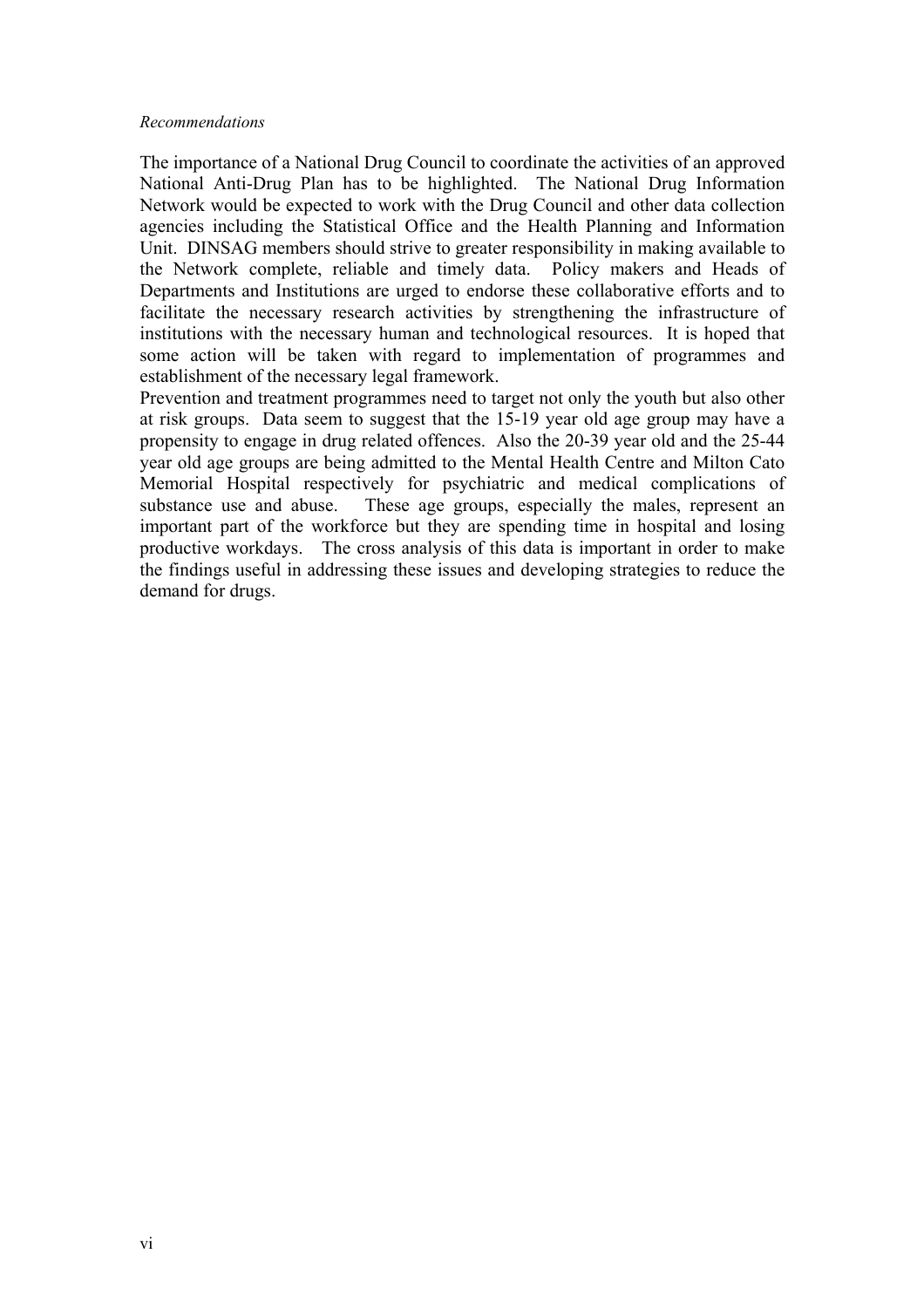*Recommendations*

The importance of a National Drug Council to coordinate the activities of an approved National Anti-Drug Plan has to be highlighted. The National Drug Information Network would be expected to work with the Drug Council and other data collection agencies including the Statistical Office and the Health Planning and Information Unit. DINSAG members should strive to greater responsibility in making available to the Network complete, reliable and timely data. Policy makers and Heads of Departments and Institutions are urged to endorse these collaborative efforts and to facilitate the necessary research activities by strengthening the infrastructure of institutions with the necessary human and technological resources. It is hoped that some action will be taken with regard to implementation of programmes and establishment of the necessary legal framework.

Prevention and treatment programmes need to target not only the youth but also other at risk groups. Data seem to suggest that the 15-19 year old age group may have a propensity to engage in drug related offences. Also the 20-39 year old and the 25-44 year old age groups are being admitted to the Mental Health Centre and Milton Cato Memorial Hospital respectively for psychiatric and medical complications of substance use and abuse. These age groups, especially the males, represent an important part of the workforce but they are spending time in hospital and losing productive workdays. The cross analysis of this data is important in order to make the findings useful in addressing these issues and developing strategies to reduce the demand for drugs.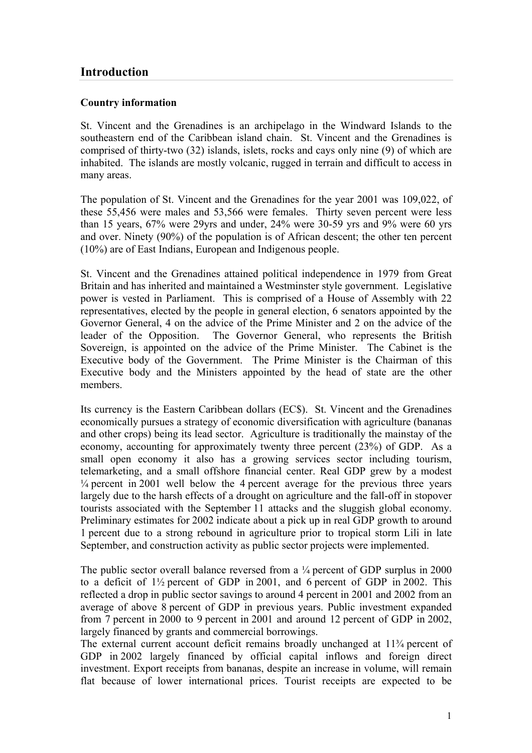## Introduction

### Country information

St. Vincent and the Grenadines is an archipelago in the Windward Islands to the southeastern end of the Caribbean island chain. St. Vincent and the Grenadines is comprised of thirty-two (32) islands, islets, rocks and cays only nine (9) of which are inhabited. The islands are mostly volcanic, rugged in terrain and difficult to access in many areas.

The population of St. Vincent and the Grenadines for the year 2001 was 109,022, of these 55,456 were males and 53,566 were females. Thirty seven percent were less than 15 years, 67% were 29yrs and under, 24% were 30-59 yrs and 9% were 60 yrs and over. Ninety (90%) of the population is of African descent; the other ten percent (10%) are of East Indians, European and Indigenous people.

St. Vincent and the Grenadines attained political independence in 1979 from Great Britain and has inherited and maintained a Westminster style government. Legislative power is vested in Parliament. This is comprised of a House of Assembly with 22 representatives, elected by the people in general election, 6 senators appointed by the Governor General, 4 on the advice of the Prime Minister and 2 on the advice of the leader of the Opposition. The Governor General, who represents the British Sovereign, is appointed on the advice of the Prime Minister. The Cabinet is the Executive body of the Government. The Prime Minister is the Chairman of this Executive body and the Ministers appointed by the head of state are the other members.

Its currency is the Eastern Caribbean dollars (EC$). St. Vincent and the Grenadines economically pursues a strategy of economic diversification with agriculture (bananas and other crops) being its lead sector. Agriculture is traditionally the mainstay of the economy, accounting for approximately twenty three percent (23%) of GDP. As a small open economy it also has a growing services sector including tourism, telemarketing, and a small offshore financial center. Real GDP grew by a modest ¼ percent in 2001 well below the 4 percent average for the previous three years largely due to the harsh effects of a drought on agriculture and the fall-off in stopover tourists associated with the September 11 attacks and the sluggish global economy. Preliminary estimates for 2002 indicate about a pick up in real GDP growth to around 1 percent due to a strong rebound in agriculture prior to tropical storm Lili in late September, and construction activity as public sector projects were implemented.

The public sector overall balance reversed from a ¼ percent of GDP surplus in 2000 to a deficit of 1½ percent of GDP in 2001, and 6 percent of GDP in 2002. This reflected a drop in public sector savings to around 4 percent in 2001 and 2002 from an average of above 8 percent of GDP in previous years. Public investment expanded from 7 percent in 2000 to 9 percent in 2001 and around 12 percent of GDP in 2002, largely financed by grants and commercial borrowings.
The external current account deficit remains broadly unchanged at 11¾ percent of GDP in 2002 largely financed by official capital inflows and foreign direct investment. Export receipts from bananas, despite an increase in volume, will remain flat because of lower international prices. Tourist receipts are expected to be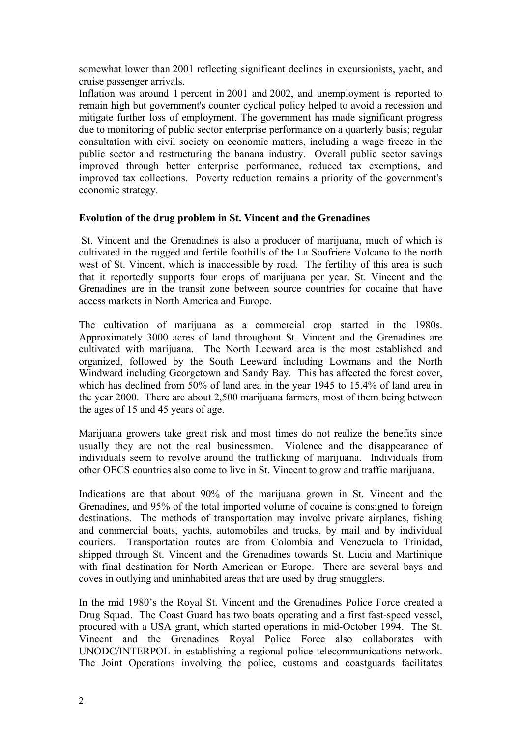somewhat lower than 2001 reflecting significant declines in excursionists, yacht, and cruise passenger arrivals.
Inflation was around 1 percent in 2001 and 2002, and unemployment is reported to remain high but government's counter cyclical policy helped to avoid a recession and mitigate further loss of employment. The government has made significant progress due to monitoring of public sector enterprise performance on a quarterly basis; regular consultation with civil society on economic matters, including a wage freeze in the public sector and restructuring the banana industry. Overall public sector savings improved through better enterprise performance, reduced tax exemptions, and improved tax collections. Poverty reduction remains a priority of the government's economic strategy.

**Evolution of the drug problem in St. Vincent and the Grenadines**

St. Vincent and the Grenadines is also a producer of marijuana, much of which is cultivated in the rugged and fertile foothills of the La Soufriere Volcano to the north west of St. Vincent, which is inaccessible by road. The fertility of this area is such that it reportedly supports four crops of marijuana per year. St. Vincent and the Grenadines are in the transit zone between source countries for cocaine that have access markets in North America and Europe.

The cultivation of marijuana as a commercial crop started in the 1980s. Approximately 3000 acres of land throughout St. Vincent and the Grenadines are cultivated with marijuana. The North Leeward area is the most established and organized, followed by the South Leeward including Lowmans and the North Windward including Georgetown and Sandy Bay. This has affected the forest cover, which has declined from 50% of land area in the year 1945 to 15.4% of land area in the year 2000. There are about 2,500 marijuana farmers, most of them being between the ages of 15 and 45 years of age.

Marijuana growers take great risk and most times do not realize the benefits since usually they are not the real businessmen. Violence and the disappearance of individuals seem to revolve around the trafficking of marijuana. Individuals from other OECS countries also come to live in St. Vincent to grow and traffic marijuana.

Indications are that about 90% of the marijuana grown in St. Vincent and the Grenadines, and 95% of the total imported volume of cocaine is consigned to foreign destinations. The methods of transportation may involve private airplanes, fishing and commercial boats, yachts, automobiles and trucks, by mail and by individual couriers. Transportation routes are from Colombia and Venezuela to Trinidad, shipped through St. Vincent and the Grenadines towards St. Lucia and Martinique with final destination for North American or Europe. There are several bays and coves in outlying and uninhabited areas that are used by drug smugglers.

In the mid 1980's the Royal St. Vincent and the Grenadines Police Force created a Drug Squad. The Coast Guard has two boats operating and a first fast-speed vessel, procured with a USA grant, which started operations in mid-October 1994. The St. Vincent and the Grenadines Royal Police Force also collaborates with UNODC/INTERPOL in establishing a regional police telecommunications network. The Joint Operations involving the police, customs and coastguards facilitates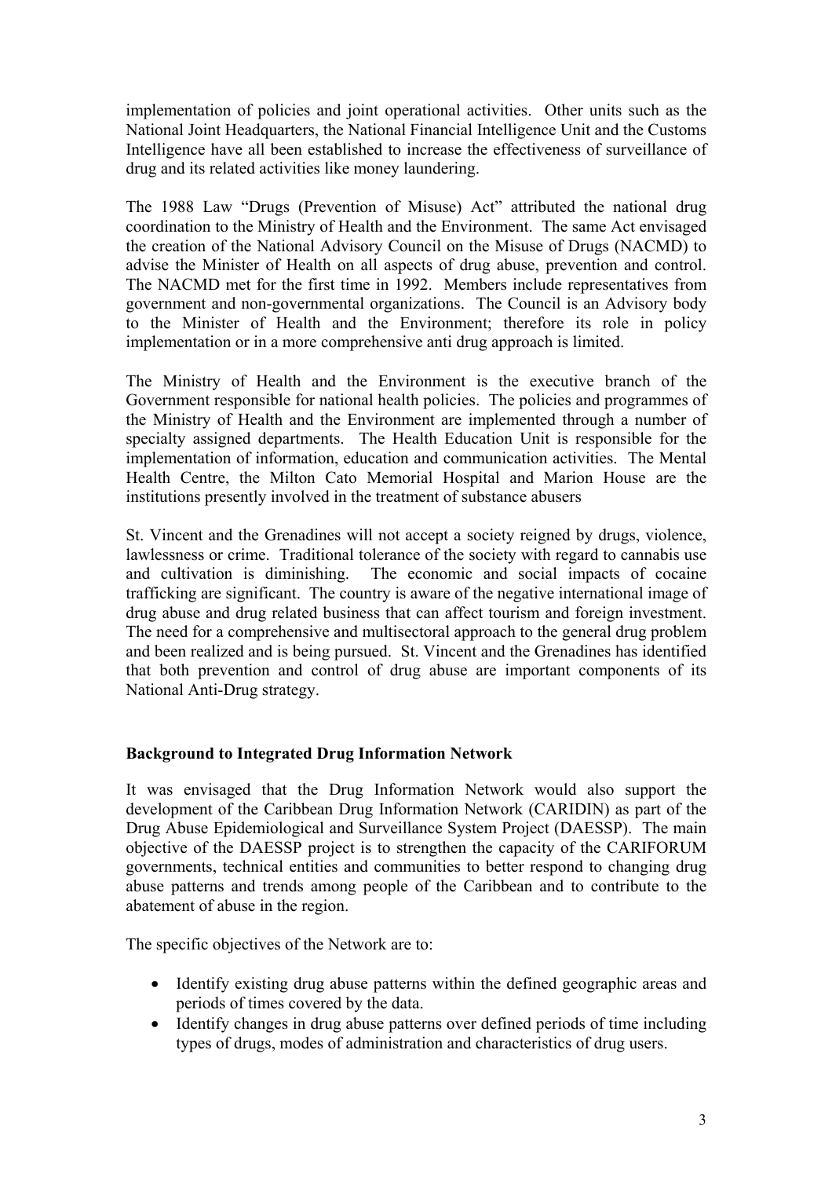implementation of policies and joint operational activities. Other units such as the National Joint Headquarters, the National Financial Intelligence Unit and the Customs Intelligence have all been established to increase the effectiveness of surveillance of drug and its related activities like money laundering.

The 1988 Law "Drugs (Prevention of Misuse) Act" attributed the national drug coordination to the Ministry of Health and the Environment. The same Act envisaged the creation of the National Advisory Council on the Misuse of Drugs (NACMD) to advise the Minister of Health on all aspects of drug abuse, prevention and control. The NACMD met for the first time in 1992. Members include representatives from government and non-governmental organizations. The Council is an Advisory body to the Minister of Health and the Environment; therefore its role in policy implementation or in a more comprehensive anti drug approach is limited.

The Ministry of Health and the Environment is the executive branch of the Government responsible for national health policies. The policies and programmes of the Ministry of Health and the Environment are implemented through a number of specialty assigned departments. The Health Education Unit is responsible for the implementation of information, education and communication activities. The Mental Health Centre, the Milton Cato Memorial Hospital and Marion House are the institutions presently involved in the treatment of substance abusers

St. Vincent and the Grenadines will not accept a society reigned by drugs, violence, lawlessness or crime. Traditional tolerance of the society with regard to cannabis use and cultivation is diminishing. The economic and social impacts of cocaine trafficking are significant. The country is aware of the negative international image of drug abuse and drug related business that can affect tourism and foreign investment. The need for a comprehensive and multisectoral approach to the general drug problem and been realized and is being pursued. St. Vincent and the Grenadines has identified that both prevention and control of drug abuse are important components of its National Anti-Drug strategy.

**Background to Integrated Drug Information Network**

It was envisaged that the Drug Information Network would also support the development of the Caribbean Drug Information Network (CARIDIN) as part of the Drug Abuse Epidemiological and Surveillance System Project (DAESSP). The main objective of the DAESSP project is to strengthen the capacity of the CARIFORUM governments, technical entities and communities to better respond to changing drug abuse patterns and trends among people of the Caribbean and to contribute to the abatement of abuse in the region.

The specific objectives of the Network are to:

- Identify existing drug abuse patterns within the defined geographic areas and periods of times covered by the data.
- Identify changes in drug abuse patterns over defined periods of time including types of drugs, modes of administration and characteristics of drug users.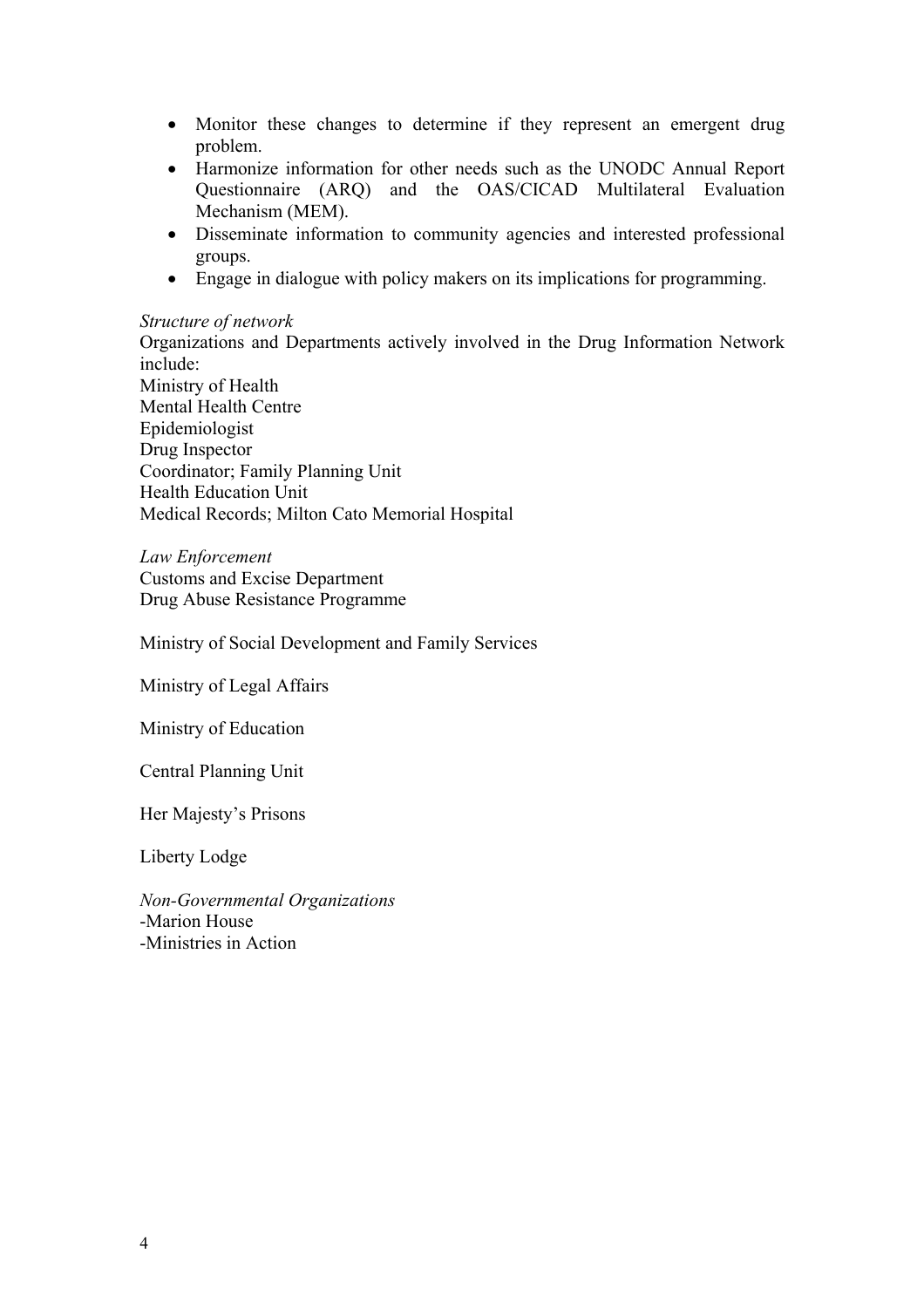- Monitor these changes to determine if they represent an emergent drug problem.
- Harmonize information for other needs such as the UNODC Annual Report Questionnaire (ARQ) and the OAS/CICAD Multilateral Evaluation Mechanism (MEM).
- Disseminate information to community agencies and interested professional groups.
- Engage in dialogue with policy makers on its implications for programming.

*Structure of network*

Organizations and Departments actively involved in the Drug Information Network include:
Ministry of Health
Mental Health Centre
Epidemiologist
Drug Inspector
Coordinator; Family Planning Unit
Health Education Unit
Medical Records; Milton Cato Memorial Hospital

*Law Enforcement*
Customs and Excise Department
Drug Abuse Resistance Programme

Ministry of Social Development and Family Services

Ministry of Legal Affairs

Ministry of Education

Central Planning Unit

Her Majesty's Prisons

Liberty Lodge

*Non-Governmental Organizations*
-Marion House
-Ministries in Action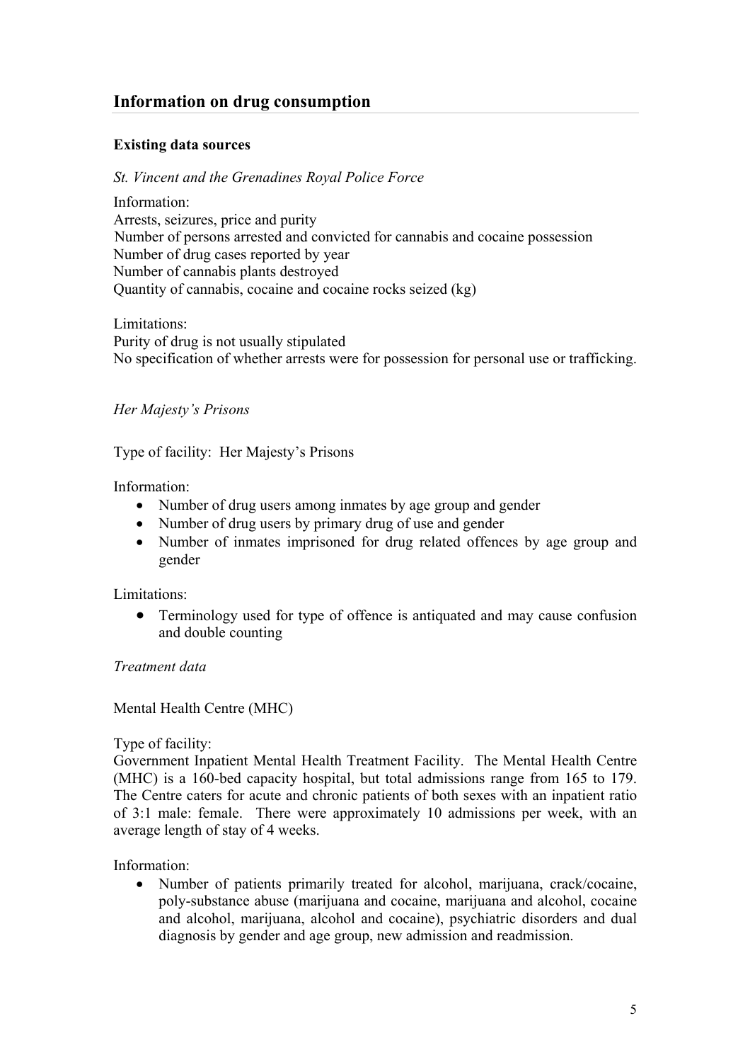## Information on drug consumption

### Existing data sources

*St. Vincent and the Grenadines Royal Police Force*

Information:
Arrests, seizures, price and purity
Number of persons arrested and convicted for cannabis and cocaine possession
Number of drug cases reported by year
Number of cannabis plants destroyed
Quantity of cannabis, cocaine and cocaine rocks seized (kg)

Limitations:
Purity of drug is not usually stipulated
No specification of whether arrests were for possession for personal use or trafficking.

*Her Majesty's Prisons*

Type of facility: Her Majesty's Prisons

Information:

- Number of drug users among inmates by age group and gender
- Number of drug users by primary drug of use and gender
- Number of inmates imprisoned for drug related offences by age group and gender

Limitations:

- Terminology used for type of offence is antiquated and may cause confusion and double counting

*Treatment data*

Mental Health Centre (MHC)

Type of facility:
Government Inpatient Mental Health Treatment Facility. The Mental Health Centre (MHC) is a 160-bed capacity hospital, but total admissions range from 165 to 179. The Centre caters for acute and chronic patients of both sexes with an inpatient ratio of 3:1 male: female. There were approximately 10 admissions per week, with an average length of stay of 4 weeks.

Information:

- Number of patients primarily treated for alcohol, marijuana, crack/cocaine, poly-substance abuse (marijuana and cocaine, marijuana and alcohol, cocaine and alcohol, marijuana, alcohol and cocaine), psychiatric disorders and dual diagnosis by gender and age group, new admission and readmission.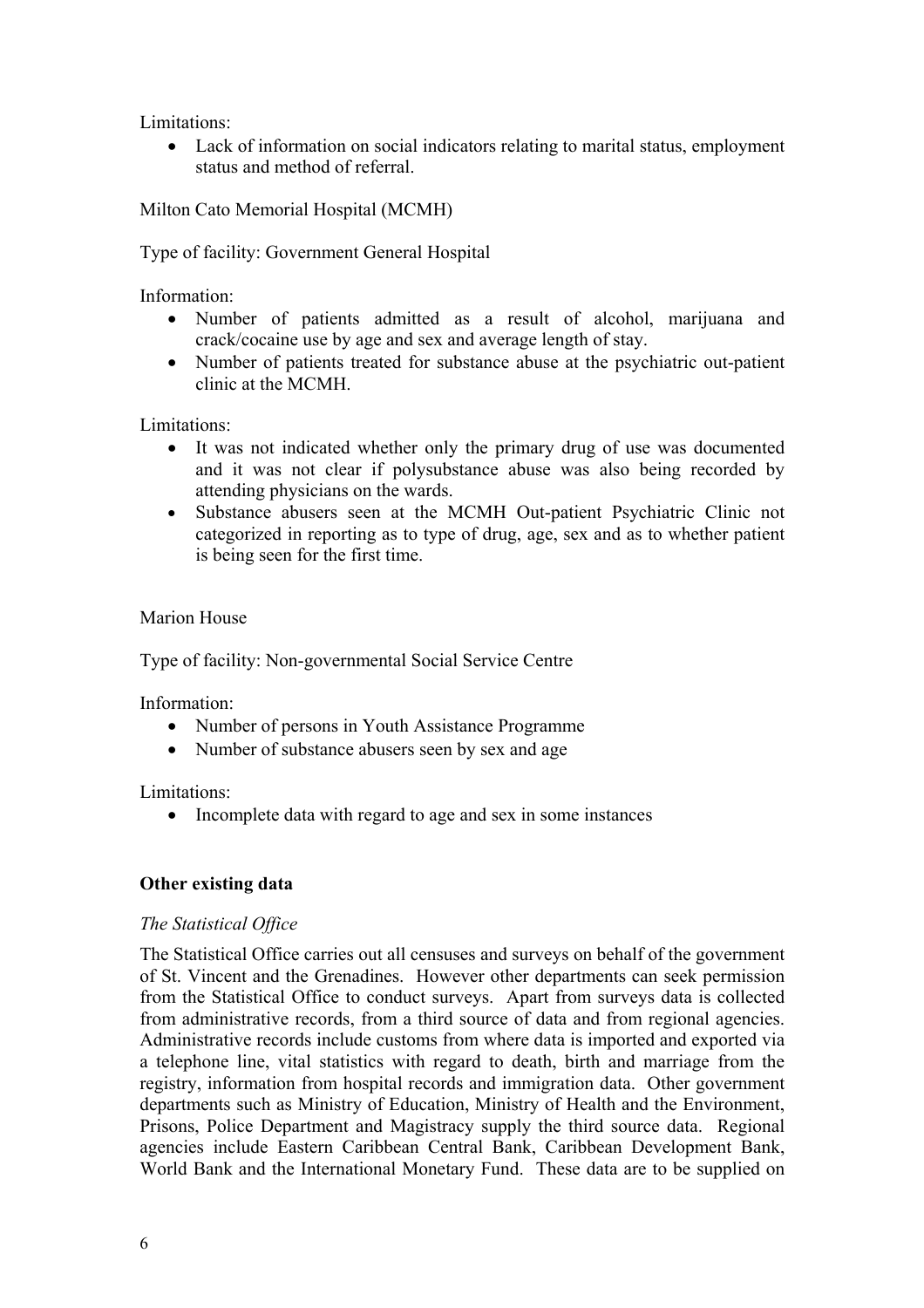Limitations:

- Lack of information on social indicators relating to marital status, employment status and method of referral.

Milton Cato Memorial Hospital (MCMH)

Type of facility: Government General Hospital

Information:

- Number of patients admitted as a result of alcohol, marijuana and crack/cocaine use by age and sex and average length of stay.
- Number of patients treated for substance abuse at the psychiatric out-patient clinic at the MCMH.

Limitations:

- It was not indicated whether only the primary drug of use was documented and it was not clear if polysubstance abuse was also being recorded by attending physicians on the wards.
- Substance abusers seen at the MCMH Out-patient Psychiatric Clinic not categorized in reporting as to type of drug, age, sex and as to whether patient is being seen for the first time.

Marion House

Type of facility: Non-governmental Social Service Centre

Information:

- Number of persons in Youth Assistance Programme
- Number of substance abusers seen by sex and age

Limitations:

- Incomplete data with regard to age and sex in some instances

**Other existing data**

*The Statistical Office*

The Statistical Office carries out all censuses and surveys on behalf of the government of St. Vincent and the Grenadines. However other departments can seek permission from the Statistical Office to conduct surveys. Apart from surveys data is collected from administrative records, from a third source of data and from regional agencies. Administrative records include customs from where data is imported and exported via a telephone line, vital statistics with regard to death, birth and marriage from the registry, information from hospital records and immigration data. Other government departments such as Ministry of Education, Ministry of Health and the Environment, Prisons, Police Department and Magistracy supply the third source data. Regional agencies include Eastern Caribbean Central Bank, Caribbean Development Bank, World Bank and the International Monetary Fund. These data are to be supplied on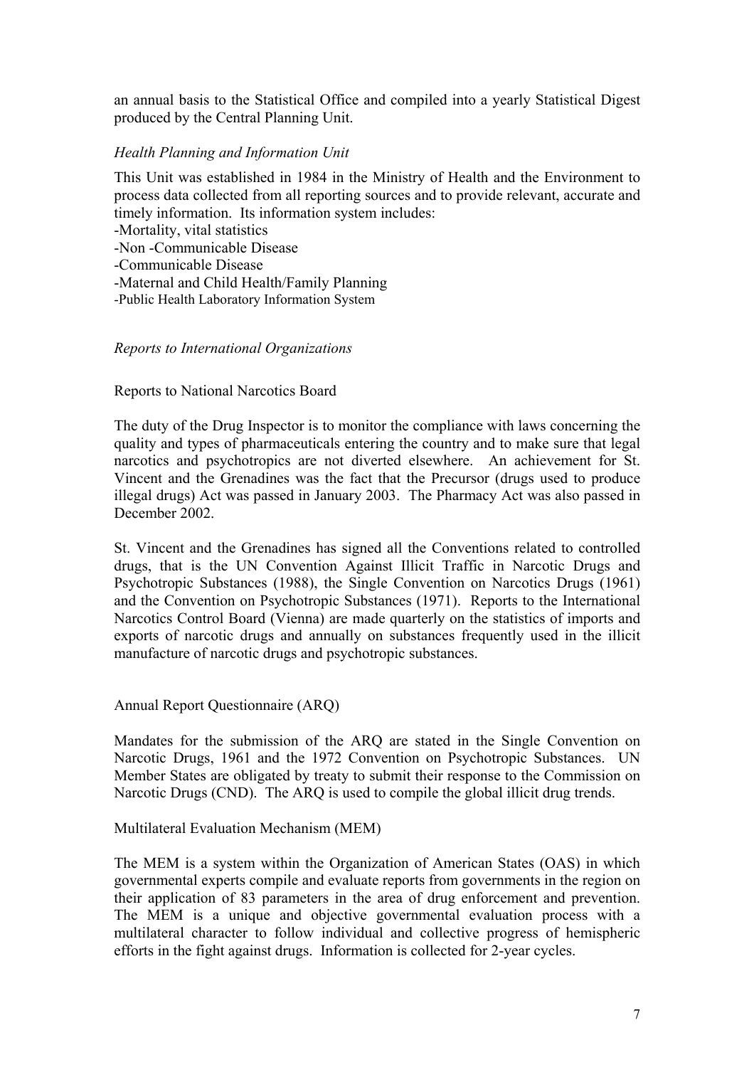an annual basis to the Statistical Office and compiled into a yearly Statistical Digest produced by the Central Planning Unit.

*Health Planning and Information Unit*

This Unit was established in 1984 in the Ministry of Health and the Environment to process data collected from all reporting sources and to provide relevant, accurate and timely information. Its information system includes:

-Mortality, vital statistics
-Non -Communicable Disease
-Communicable Disease
-Maternal and Child Health/Family Planning
-Public Health Laboratory Information System

*Reports to International Organizations*

Reports to National Narcotics Board

The duty of the Drug Inspector is to monitor the compliance with laws concerning the quality and types of pharmaceuticals entering the country and to make sure that legal narcotics and psychotropics are not diverted elsewhere. An achievement for St. Vincent and the Grenadines was the fact that the Precursor (drugs used to produce illegal drugs) Act was passed in January 2003. The Pharmacy Act was also passed in December 2002.

St. Vincent and the Grenadines has signed all the Conventions related to controlled drugs, that is the UN Convention Against Illicit Traffic in Narcotic Drugs and Psychotropic Substances (1988), the Single Convention on Narcotics Drugs (1961) and the Convention on Psychotropic Substances (1971). Reports to the International Narcotics Control Board (Vienna) are made quarterly on the statistics of imports and exports of narcotic drugs and annually on substances frequently used in the illicit manufacture of narcotic drugs and psychotropic substances.

Annual Report Questionnaire (ARQ)

Mandates for the submission of the ARQ are stated in the Single Convention on Narcotic Drugs, 1961 and the 1972 Convention on Psychotropic Substances. UN Member States are obligated by treaty to submit their response to the Commission on Narcotic Drugs (CND). The ARQ is used to compile the global illicit drug trends.

Multilateral Evaluation Mechanism (MEM)

The MEM is a system within the Organization of American States (OAS) in which governmental experts compile and evaluate reports from governments in the region on their application of 83 parameters in the area of drug enforcement and prevention. The MEM is a unique and objective governmental evaluation process with a multilateral character to follow individual and collective progress of hemispheric efforts in the fight against drugs. Information is collected for 2-year cycles.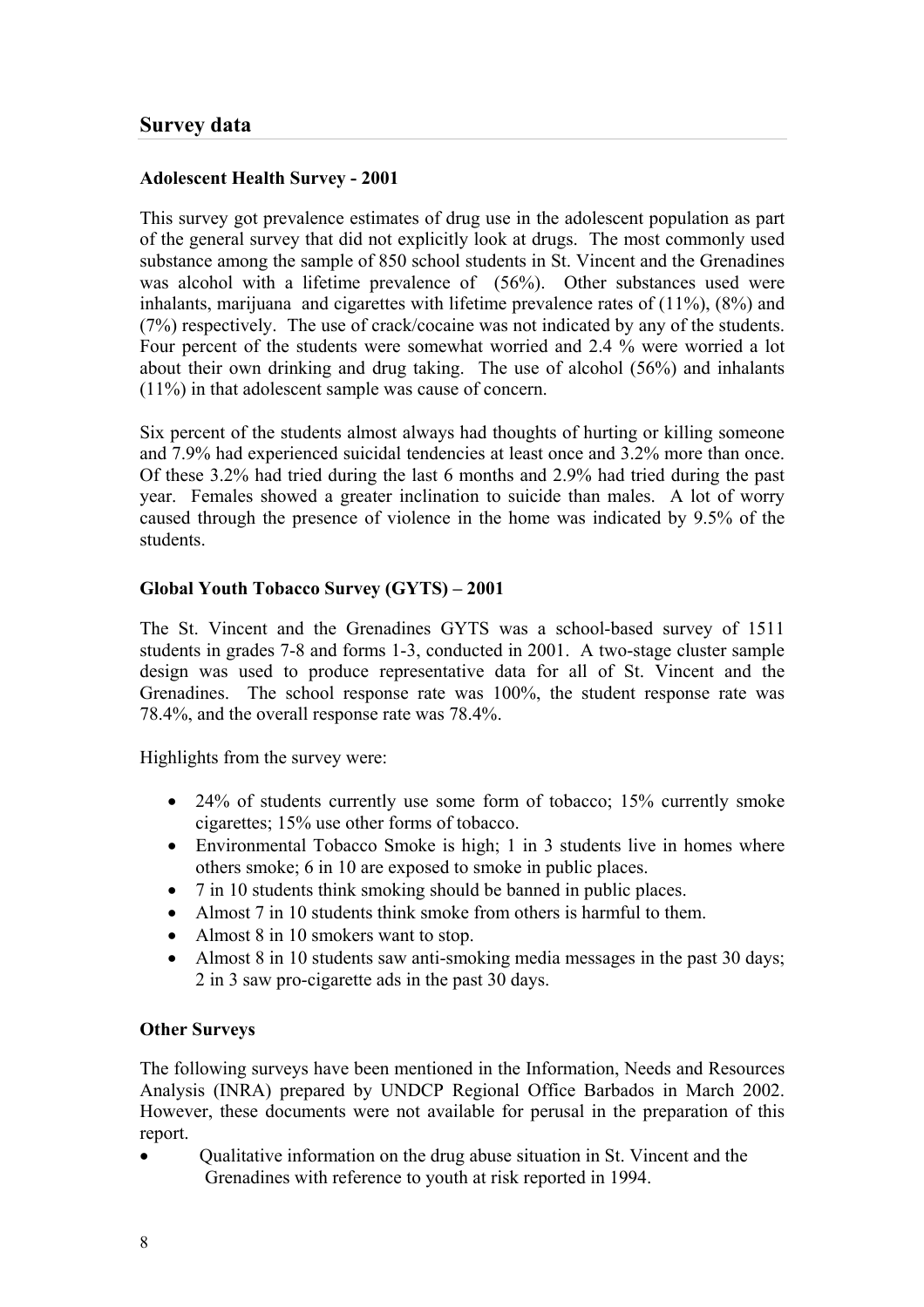## Survey data

### Adolescent Health Survey - 2001

This survey got prevalence estimates of drug use in the adolescent population as part of the general survey that did not explicitly look at drugs. The most commonly used substance among the sample of 850 school students in St. Vincent and the Grenadines was alcohol with a lifetime prevalence of (56%). Other substances used were inhalants, marijuana and cigarettes with lifetime prevalence rates of (11%), (8%) and (7%) respectively. The use of crack/cocaine was not indicated by any of the students. Four percent of the students were somewhat worried and 2.4 % were worried a lot about their own drinking and drug taking. The use of alcohol (56%) and inhalants (11%) in that adolescent sample was cause of concern.

Six percent of the students almost always had thoughts of hurting or killing someone and 7.9% had experienced suicidal tendencies at least once and 3.2% more than once. Of these 3.2% had tried during the last 6 months and 2.9% had tried during the past year. Females showed a greater inclination to suicide than males. A lot of worry caused through the presence of violence in the home was indicated by 9.5% of the students.

### Global Youth Tobacco Survey (GYTS) – 2001

The St. Vincent and the Grenadines GYTS was a school-based survey of 1511 students in grades 7-8 and forms 1-3, conducted in 2001. A two-stage cluster sample design was used to produce representative data for all of St. Vincent and the Grenadines. The school response rate was 100%, the student response rate was 78.4%, and the overall response rate was 78.4%.

Highlights from the survey were:

- 24% of students currently use some form of tobacco; 15% currently smoke cigarettes; 15% use other forms of tobacco.
- Environmental Tobacco Smoke is high; 1 in 3 students live in homes where others smoke; 6 in 10 are exposed to smoke in public places.
- 7 in 10 students think smoking should be banned in public places.
- Almost 7 in 10 students think smoke from others is harmful to them.
- Almost 8 in 10 smokers want to stop.
- Almost 8 in 10 students saw anti-smoking media messages in the past 30 days; 2 in 3 saw pro-cigarette ads in the past 30 days.

### Other Surveys

The following surveys have been mentioned in the Information, Needs and Resources Analysis (INRA) prepared by UNDCP Regional Office Barbados in March 2002. However, these documents were not available for perusal in the preparation of this report.

- Qualitative information on the drug abuse situation in St. Vincent and the Grenadines with reference to youth at risk reported in 1994.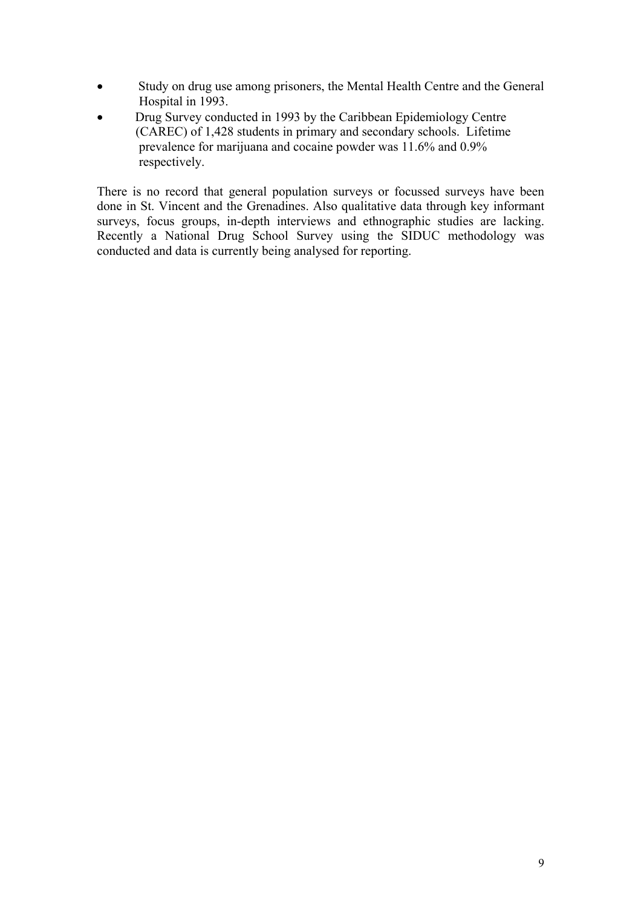- Study on drug use among prisoners, the Mental Health Centre and the General Hospital in 1993.
- Drug Survey conducted in 1993 by the Caribbean Epidemiology Centre (CAREC) of 1,428 students in primary and secondary schools. Lifetime prevalence for marijuana and cocaine powder was 11.6% and 0.9% respectively.

There is no record that general population surveys or focussed surveys have been done in St. Vincent and the Grenadines. Also qualitative data through key informant surveys, focus groups, in-depth interviews and ethnographic studies are lacking. Recently a National Drug School Survey using the SIDUC methodology was conducted and data is currently being analysed for reporting.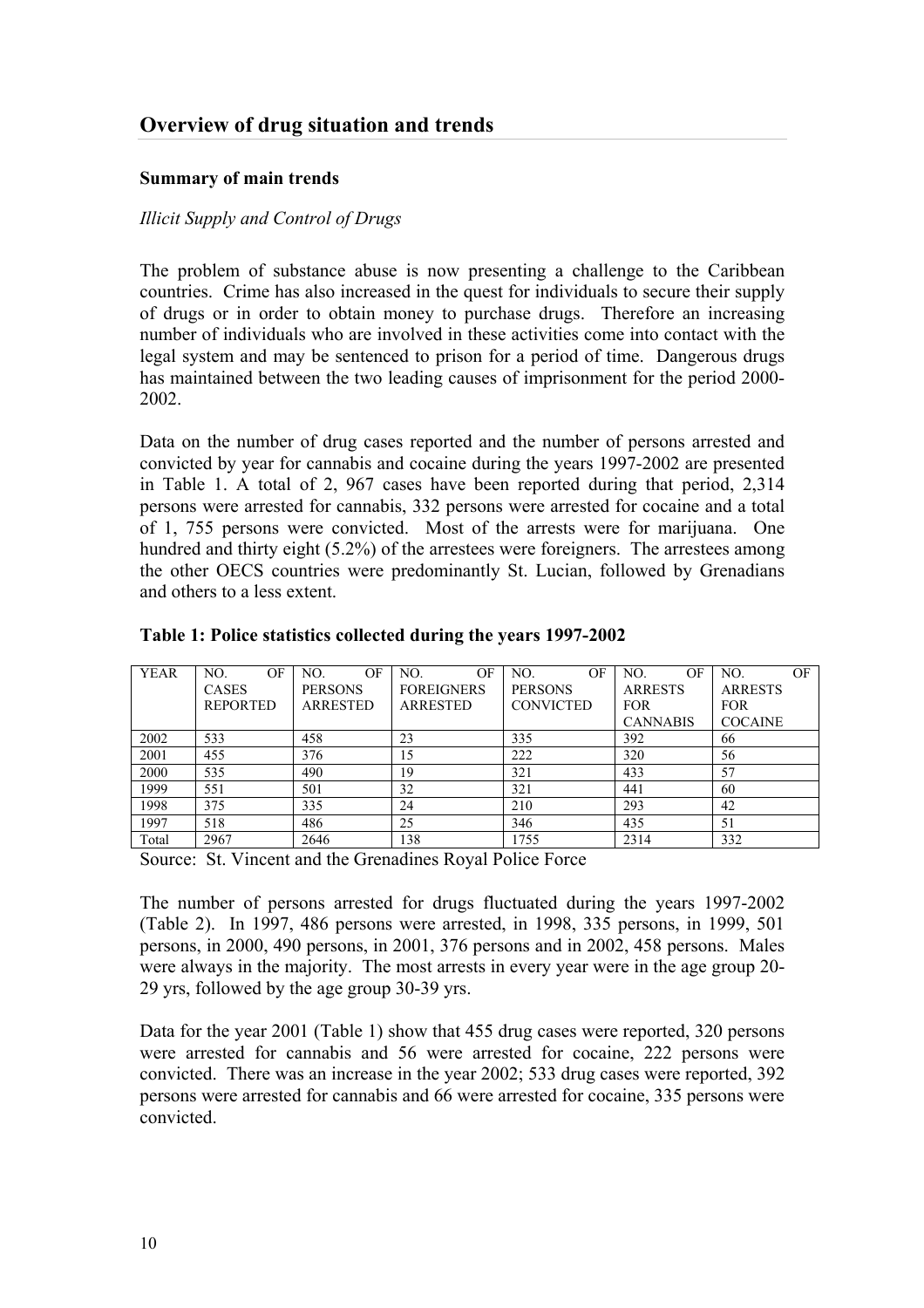## Overview of drug situation and trends

### Summary of main trends

*Illicit Supply and Control of Drugs*

The problem of substance abuse is now presenting a challenge to the Caribbean countries. Crime has also increased in the quest for individuals to secure their supply of drugs or in order to obtain money to purchase drugs. Therefore an increasing number of individuals who are involved in these activities come into contact with the legal system and may be sentenced to prison for a period of time. Dangerous drugs has maintained between the two leading causes of imprisonment for the period 2000-2002.

Data on the number of drug cases reported and the number of persons arrested and convicted by year for cannabis and cocaine during the years 1997-2002 are presented in Table 1. A total of 2, 967 cases have been reported during that period, 2,314 persons were arrested for cannabis, 332 persons were arrested for cocaine and a total of 1, 755 persons were convicted. Most of the arrests were for marijuana. One hundred and thirty eight (5.2%) of the arrestees were foreigners. The arrestees among the other OECS countries were predominantly St. Lucian, followed by Grenadians and others to a less extent.

**Table 1: Police statistics collected during the years 1997-2002**

| YEAR | NO. OF CASES REPORTED | NO. OF PERSONS ARRESTED | NO. OF FOREIGNERS ARRESTED | NO. OF PERSONS CONVICTED | NO. OF ARRESTS FOR CANNABIS | NO. OF ARRESTS FOR COCAINE |
|---|---|---|---|---|---|---|
| 2002 | 533 | 458 | 23 | 335 | 392 | 66 |
| 2001 | 455 | 376 | 15 | 222 | 320 | 56 |
| 2000 | 535 | 490 | 19 | 321 | 433 | 57 |
| 1999 | 551 | 501 | 32 | 321 | 441 | 60 |
| 1998 | 375 | 335 | 24 | 210 | 293 | 42 |
| 1997 | 518 | 486 | 25 | 346 | 435 | 51 |
| Total | 2967 | 2646 | 138 | 1755 | 2314 | 332 |

Source: St. Vincent and the Grenadines Royal Police Force

The number of persons arrested for drugs fluctuated during the years 1997-2002 (Table 2). In 1997, 486 persons were arrested, in 1998, 335 persons, in 1999, 501 persons, in 2000, 490 persons, in 2001, 376 persons and in 2002, 458 persons. Males were always in the majority. The most arrests in every year were in the age group 20-29 yrs, followed by the age group 30-39 yrs.

Data for the year 2001 (Table 1) show that 455 drug cases were reported, 320 persons were arrested for cannabis and 56 were arrested for cocaine, 222 persons were convicted. There was an increase in the year 2002; 533 drug cases were reported, 392 persons were arrested for cannabis and 66 were arrested for cocaine, 335 persons were convicted.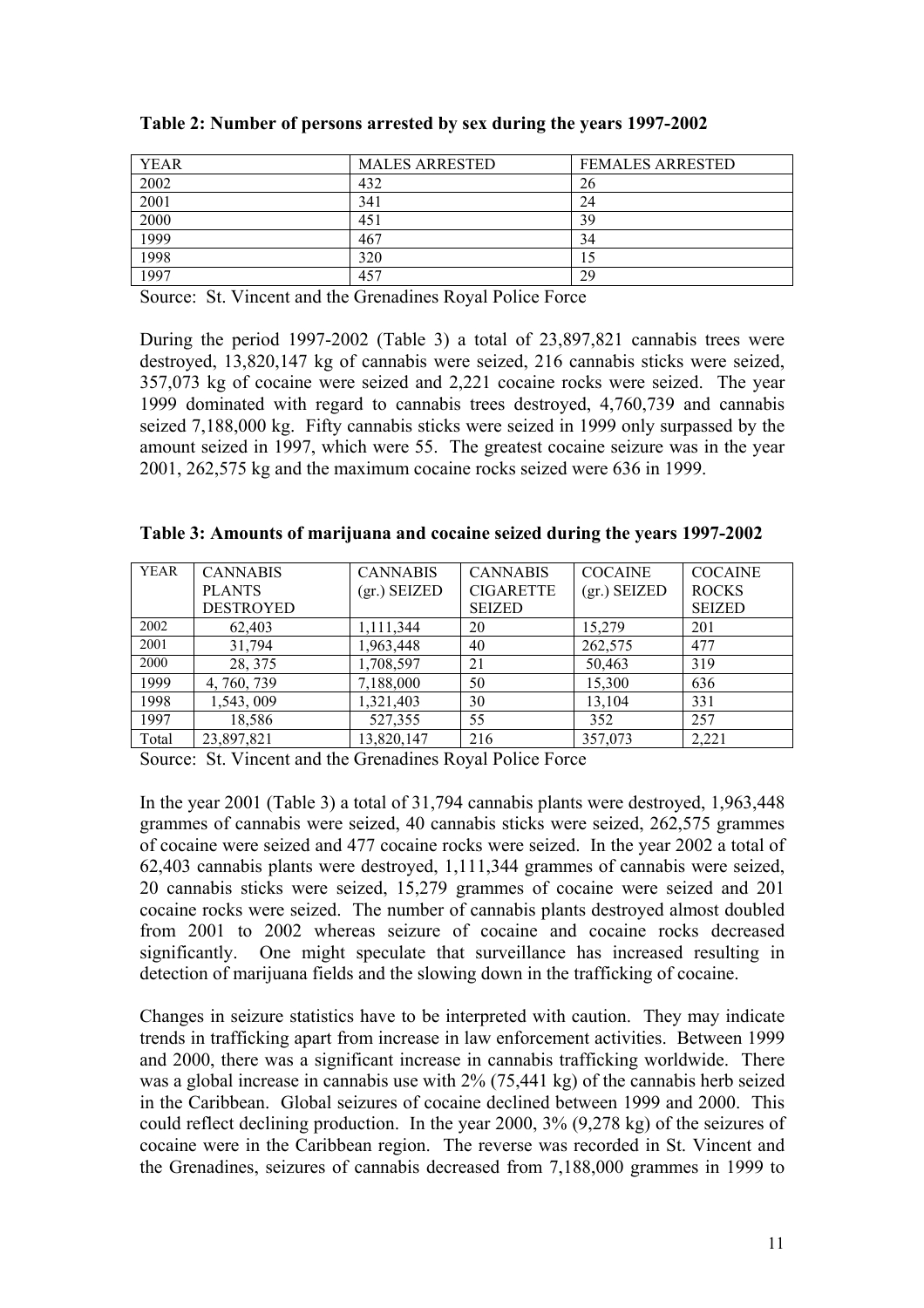**Table 2: Number of persons arrested by sex during the years 1997-2002**

| YEAR | MALES ARRESTED | FEMALES ARRESTED |
|---|---|---|
| 2002 | 432 | 26 |
| 2001 | 341 | 24 |
| 2000 | 451 | 39 |
| 1999 | 467 | 34 |
| 1998 | 320 | 15 |
| 1997 | 457 | 29 |

Source: St. Vincent and the Grenadines Royal Police Force

During the period 1997-2002 (Table 3) a total of 23,897,821 cannabis trees were destroyed, 13,820,147 kg of cannabis were seized, 216 cannabis sticks were seized, 357,073 kg of cocaine were seized and 2,221 cocaine rocks were seized. The year 1999 dominated with regard to cannabis trees destroyed, 4,760,739 and cannabis seized 7,188,000 kg. Fifty cannabis sticks were seized in 1999 only surpassed by the amount seized in 1997, which were 55. The greatest cocaine seizure was in the year 2001, 262,575 kg and the maximum cocaine rocks seized were 636 in 1999.

**Table 3: Amounts of marijuana and cocaine seized during the years 1997-2002**

| YEAR | CANNABIS PLANTS DESTROYED | CANNABIS (gr.) SEIZED | CANNABIS CIGARETTE SEIZED | COCAINE (gr.) SEIZED | COCAINE ROCKS SEIZED |
|---|---|---|---|---|---|
| 2002 | 62,403 | 1,111,344 | 20 | 15,279 | 201 |
| 2001 | 31,794 | 1,963,448 | 40 | 262,575 | 477 |
| 2000 | 28, 375 | 1,708,597 | 21 | 50,463 | 319 |
| 1999 | 4, 760, 739 | 7,188,000 | 50 | 15,300 | 636 |
| 1998 | 1,543, 009 | 1,321,403 | 30 | 13,104 | 331 |
| 1997 | 18,586 | 527,355 | 55 | 352 | 257 |
| Total | 23,897,821 | 13,820,147 | 216 | 357,073 | 2,221 |

Source: St. Vincent and the Grenadines Royal Police Force

In the year 2001 (Table 3) a total of 31,794 cannabis plants were destroyed, 1,963,448 grammes of cannabis were seized, 40 cannabis sticks were seized, 262,575 grammes of cocaine were seized and 477 cocaine rocks were seized. In the year 2002 a total of 62,403 cannabis plants were destroyed, 1,111,344 grammes of cannabis were seized, 20 cannabis sticks were seized, 15,279 grammes of cocaine were seized and 201 cocaine rocks were seized. The number of cannabis plants destroyed almost doubled from 2001 to 2002 whereas seizure of cocaine and cocaine rocks decreased significantly. One might speculate that surveillance has increased resulting in detection of marijuana fields and the slowing down in the trafficking of cocaine.

Changes in seizure statistics have to be interpreted with caution. They may indicate trends in trafficking apart from increase in law enforcement activities. Between 1999 and 2000, there was a significant increase in cannabis trafficking worldwide. There was a global increase in cannabis use with 2% (75,441 kg) of the cannabis herb seized in the Caribbean. Global seizures of cocaine declined between 1999 and 2000. This could reflect declining production. In the year 2000, 3% (9,278 kg) of the seizures of cocaine were in the Caribbean region. The reverse was recorded in St. Vincent and the Grenadines, seizures of cannabis decreased from 7,188,000 grammes in 1999 to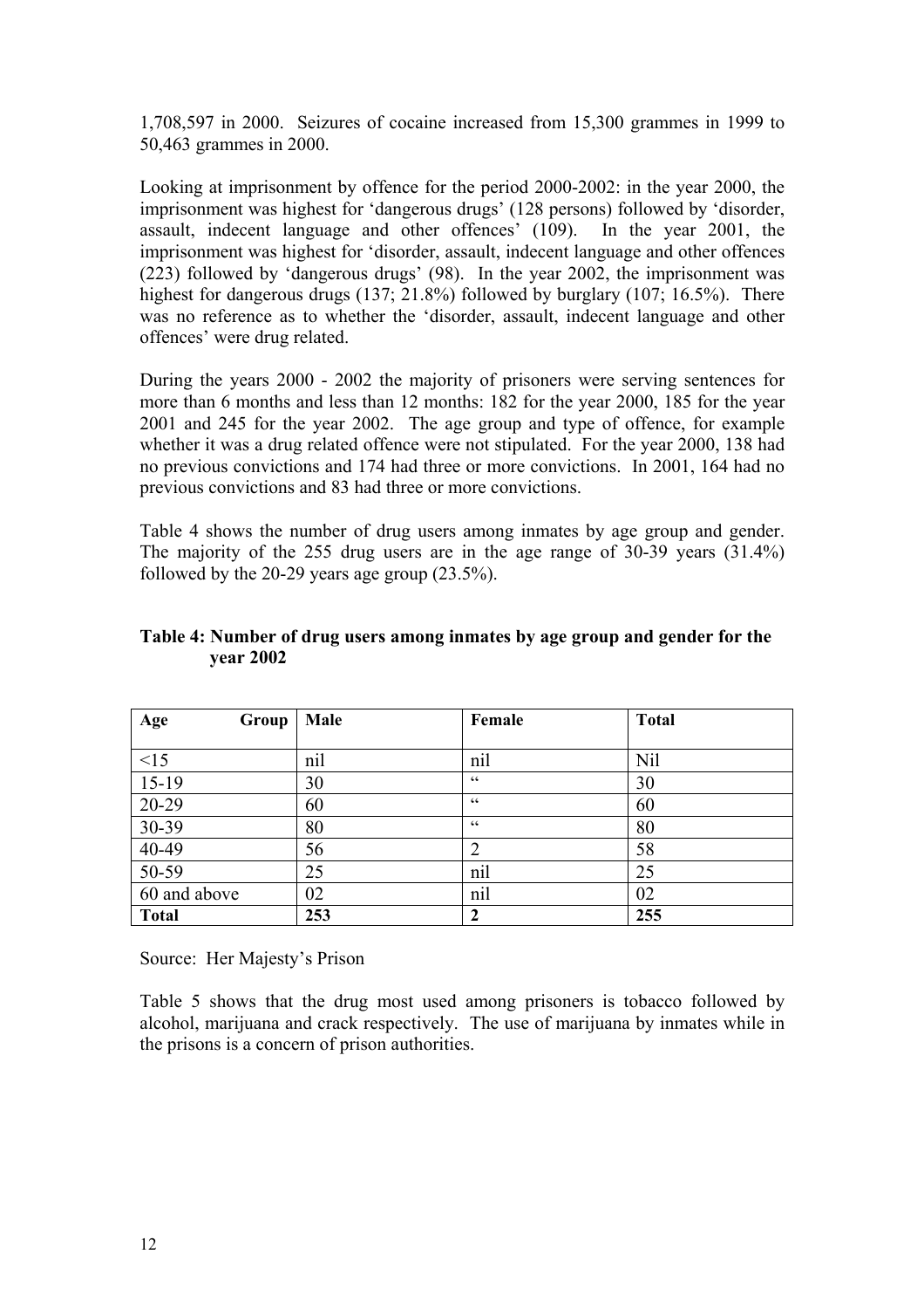1,708,597 in 2000. Seizures of cocaine increased from 15,300 grammes in 1999 to 50,463 grammes in 2000.

Looking at imprisonment by offence for the period 2000-2002: in the year 2000, the imprisonment was highest for 'dangerous drugs' (128 persons) followed by 'disorder, assault, indecent language and other offences' (109). In the year 2001, the imprisonment was highest for 'disorder, assault, indecent language and other offences (223) followed by 'dangerous drugs' (98). In the year 2002, the imprisonment was highest for dangerous drugs (137; 21.8%) followed by burglary (107; 16.5%). There was no reference as to whether the 'disorder, assault, indecent language and other offences' were drug related.

During the years 2000 - 2002 the majority of prisoners were serving sentences for more than 6 months and less than 12 months: 182 for the year 2000, 185 for the year 2001 and 245 for the year 2002. The age group and type of offence, for example whether it was a drug related offence were not stipulated. For the year 2000, 138 had no previous convictions and 174 had three or more convictions. In 2001, 164 had no previous convictions and 83 had three or more convictions.

Table 4 shows the number of drug users among inmates by age group and gender. The majority of the 255 drug users are in the age range of 30-39 years (31.4%) followed by the 20-29 years age group (23.5%).

**Table 4: Number of drug users among inmates by age group and gender for the year 2002**

| Age Group | Male | Female | Total |
|---|---|---|---|
| <15 | nil | nil | Nil |
| 15-19 | 30 | " | 30 |
| 20-29 | 60 | " | 60 |
| 30-39 | 80 | " | 80 |
| 40-49 | 56 | 2 | 58 |
| 50-59 | 25 | nil | 25 |
| 60 and above | 02 | nil | 02 |
| **Total** | **253** | **2** | **255** |

Source: Her Majesty's Prison

Table 5 shows that the drug most used among prisoners is tobacco followed by alcohol, marijuana and crack respectively. The use of marijuana by inmates while in the prisons is a concern of prison authorities.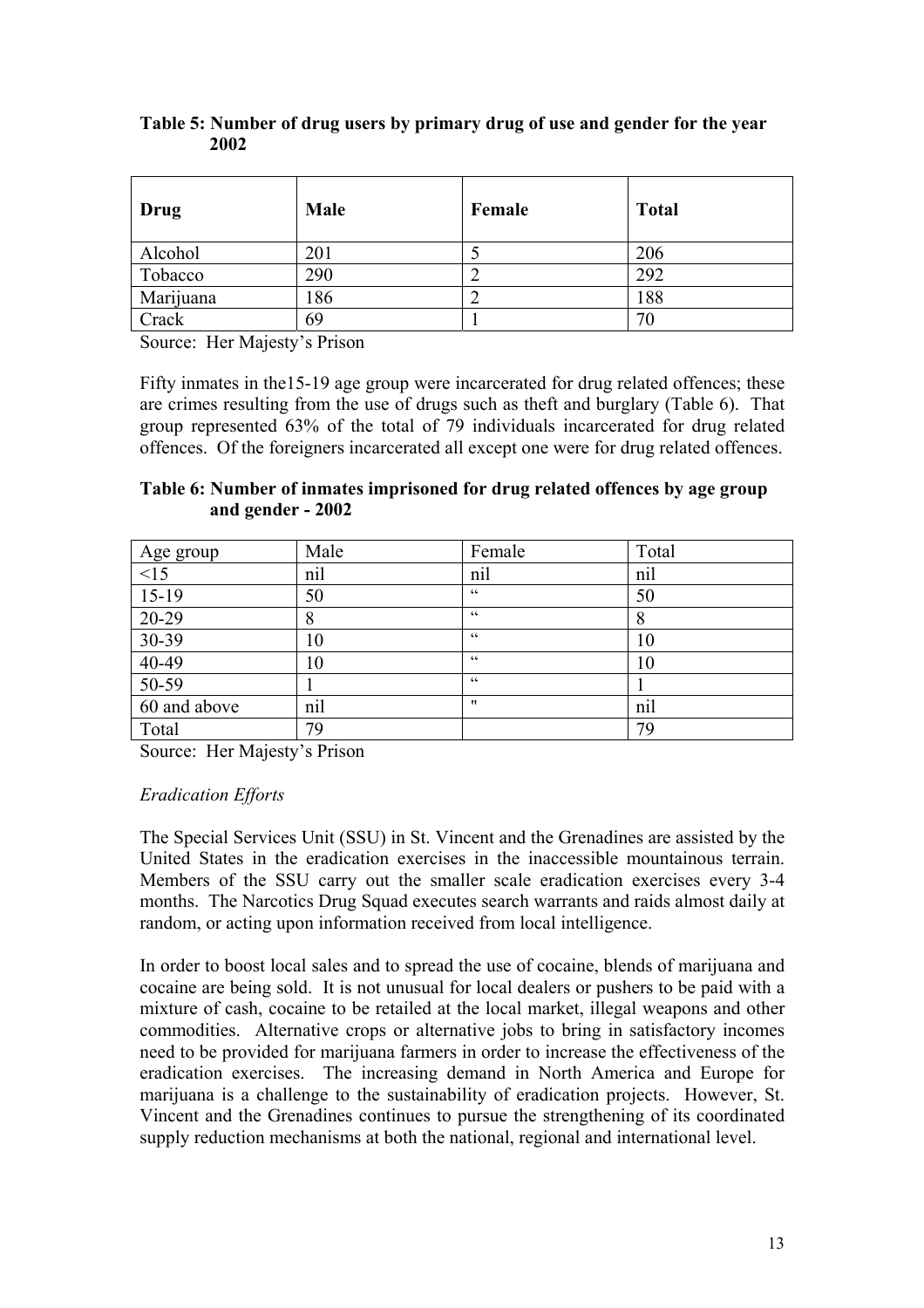**Table 5: Number of drug users by primary drug of use and gender for the year 2002**

| Drug | Male | Female | Total |
|---|---|---|---|
| Alcohol | 201 | 5 | 206 |
| Tobacco | 290 | 2 | 292 |
| Marijuana | 186 | 2 | 188 |
| Crack | 69 | 1 | 70 |

Source: Her Majesty's Prison

Fifty inmates in the15-19 age group were incarcerated for drug related offences; these are crimes resulting from the use of drugs such as theft and burglary (Table 6). That group represented 63% of the total of 79 individuals incarcerated for drug related offences. Of the foreigners incarcerated all except one were for drug related offences.

**Table 6: Number of inmates imprisoned for drug related offences by age group and gender - 2002**

| Age group | Male | Female | Total |
|---|---|---|---|
| <15 | nil | nil | nil |
| 15-19 | 50 | " | 50 |
| 20-29 | 8 | " | 8 |
| 30-39 | 10 | " | 10 |
| 40-49 | 10 | " | 10 |
| 50-59 | 1 | " | 1 |
| 60 and above | nil | " | nil |
| Total | 79 | | 79 |

Source: Her Majesty's Prison

*Eradication Efforts*

The Special Services Unit (SSU) in St. Vincent and the Grenadines are assisted by the United States in the eradication exercises in the inaccessible mountainous terrain. Members of the SSU carry out the smaller scale eradication exercises every 3-4 months. The Narcotics Drug Squad executes search warrants and raids almost daily at random, or acting upon information received from local intelligence.

In order to boost local sales and to spread the use of cocaine, blends of marijuana and cocaine are being sold. It is not unusual for local dealers or pushers to be paid with a mixture of cash, cocaine to be retailed at the local market, illegal weapons and other commodities. Alternative crops or alternative jobs to bring in satisfactory incomes need to be provided for marijuana farmers in order to increase the effectiveness of the eradication exercises. The increasing demand in North America and Europe for marijuana is a challenge to the sustainability of eradication projects. However, St. Vincent and the Grenadines continues to pursue the strengthening of its coordinated supply reduction mechanisms at both the national, regional and international level.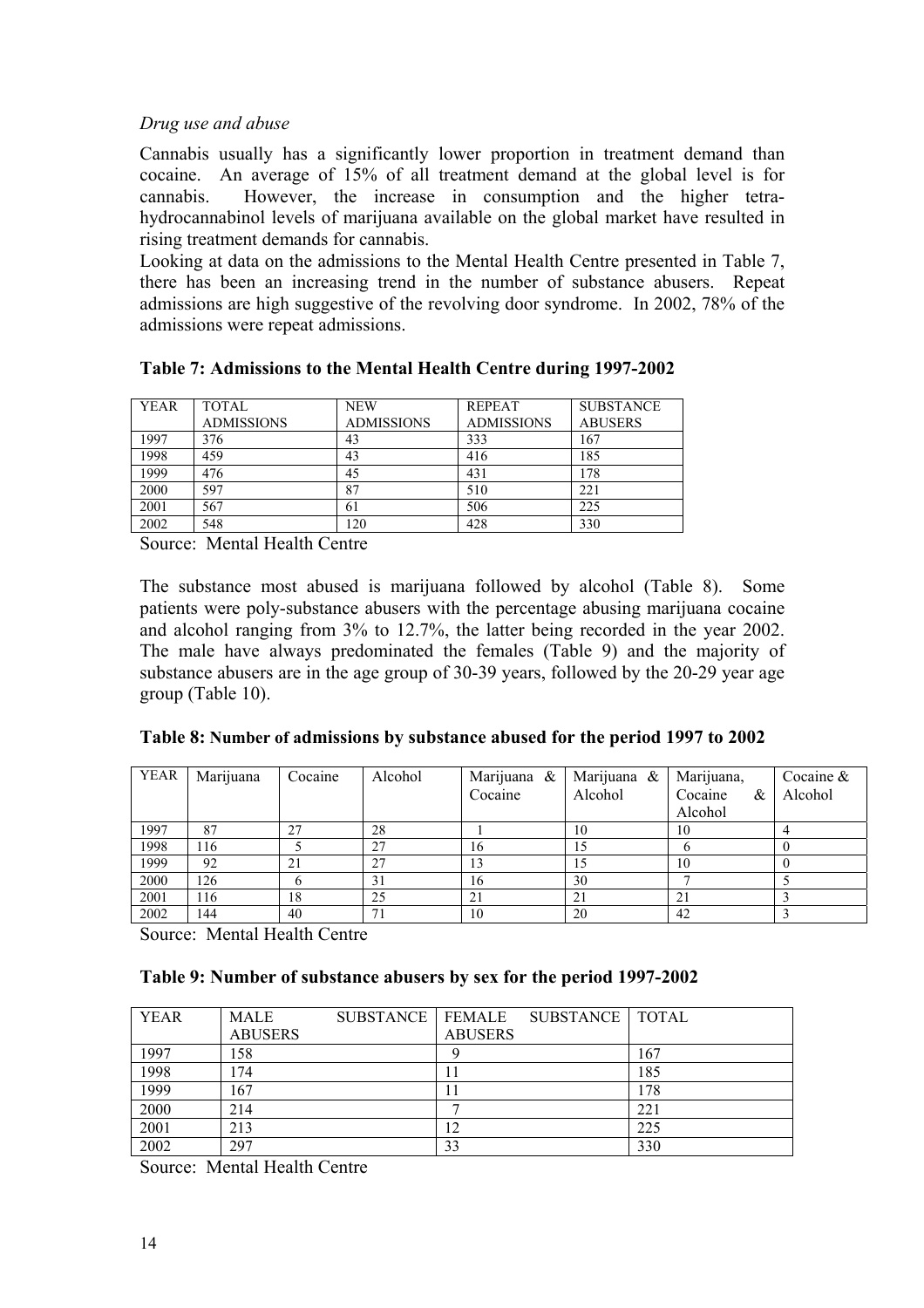*Drug use and abuse*

Cannabis usually has a significantly lower proportion in treatment demand than cocaine. An average of 15% of all treatment demand at the global level is for cannabis. However, the increase in consumption and the higher tetra-hydrocannabinol levels of marijuana available on the global market have resulted in rising treatment demands for cannabis.

Looking at data on the admissions to the Mental Health Centre presented in Table 7, there has been an increasing trend in the number of substance abusers. Repeat admissions are high suggestive of the revolving door syndrome. In 2002, 78% of the admissions were repeat admissions.

**Table 7: Admissions to the Mental Health Centre during 1997-2002**

| YEAR | TOTAL ADMISSIONS | NEW ADMISSIONS | REPEAT ADMISSIONS | SUBSTANCE ABUSERS |
|---|---|---|---|---|
| 1997 | 376 | 43 | 333 | 167 |
| 1998 | 459 | 43 | 416 | 185 |
| 1999 | 476 | 45 | 431 | 178 |
| 2000 | 597 | 87 | 510 | 221 |
| 2001 | 567 | 61 | 506 | 225 |
| 2002 | 548 | 120 | 428 | 330 |

Source: Mental Health Centre

The substance most abused is marijuana followed by alcohol (Table 8). Some patients were poly-substance abusers with the percentage abusing marijuana cocaine and alcohol ranging from 3% to 12.7%, the latter being recorded in the year 2002. The male have always predominated the females (Table 9) and the majority of substance abusers are in the age group of 30-39 years, followed by the 20-29 year age group (Table 10).

**Table 8: Number of admissions by substance abused for the period 1997 to 2002**

| YEAR | Marijuana | Cocaine | Alcohol | Marijuana & Cocaine | Marijuana & Alcohol | Marijuana, Cocaine & Alcohol | Cocaine & Alcohol |
|---|---|---|---|---|---|---|---|
| 1997 | 87 | 27 | 28 | 1 | 10 | 10 | 4 |
| 1998 | 116 | 5 | 27 | 16 | 15 | 6 | 0 |
| 1999 | 92 | 21 | 27 | 13 | 15 | 10 | 0 |
| 2000 | 126 | 6 | 31 | 16 | 30 | 7 | 5 |
| 2001 | 116 | 18 | 25 | 21 | 21 | 21 | 3 |
| 2002 | 144 | 40 | 71 | 10 | 20 | 42 | 3 |

Source: Mental Health Centre

**Table 9: Number of substance abusers by sex for the period 1997-2002**

| YEAR | MALE SUBSTANCE ABUSERS | FEMALE SUBSTANCE ABUSERS | TOTAL |
|---|---|---|---|
| 1997 | 158 | 9 | 167 |
| 1998 | 174 | 11 | 185 |
| 1999 | 167 | 11 | 178 |
| 2000 | 214 | 7 | 221 |
| 2001 | 213 | 12 | 225 |
| 2002 | 297 | 33 | 330 |

Source: Mental Health Centre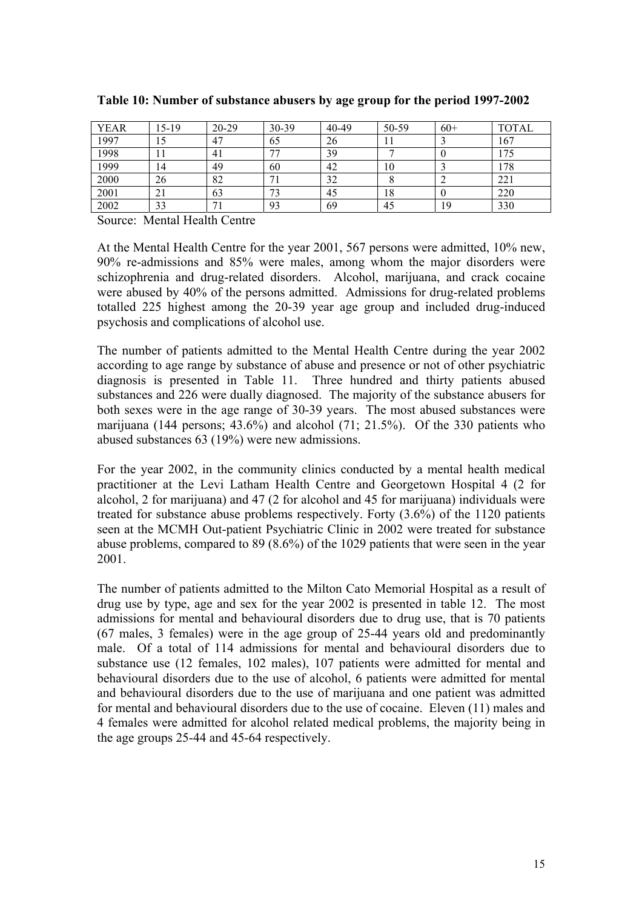**Table 10: Number of substance abusers by age group for the period 1997-2002**

| YEAR | 15-19 | 20-29 | 30-39 | 40-49 | 50-59 | 60+ | TOTAL |
|---|---|---|---|---|---|---|---|
| 1997 | 15 | 47 | 65 | 26 | 11 | 3 | 167 |
| 1998 | 11 | 41 | 77 | 39 | 7 | 0 | 175 |
| 1999 | 14 | 49 | 60 | 42 | 10 | 3 | 178 |
| 2000 | 26 | 82 | 71 | 32 | 8 | 2 | 221 |
| 2001 | 21 | 63 | 73 | 45 | 18 | 0 | 220 |
| 2002 | 33 | 71 | 93 | 69 | 45 | 19 | 330 |

Source: Mental Health Centre

At the Mental Health Centre for the year 2001, 567 persons were admitted, 10% new, 90% re-admissions and 85% were males, among whom the major disorders were schizophrenia and drug-related disorders. Alcohol, marijuana, and crack cocaine were abused by 40% of the persons admitted. Admissions for drug-related problems totalled 225 highest among the 20-39 year age group and included drug-induced psychosis and complications of alcohol use.

The number of patients admitted to the Mental Health Centre during the year 2002 according to age range by substance of abuse and presence or not of other psychiatric diagnosis is presented in Table 11. Three hundred and thirty patients abused substances and 226 were dually diagnosed. The majority of the substance abusers for both sexes were in the age range of 30-39 years. The most abused substances were marijuana (144 persons; 43.6%) and alcohol (71; 21.5%). Of the 330 patients who abused substances 63 (19%) were new admissions.

For the year 2002, in the community clinics conducted by a mental health medical practitioner at the Levi Latham Health Centre and Georgetown Hospital 4 (2 for alcohol, 2 for marijuana) and 47 (2 for alcohol and 45 for marijuana) individuals were treated for substance abuse problems respectively. Forty (3.6%) of the 1120 patients seen at the MCMH Out-patient Psychiatric Clinic in 2002 were treated for substance abuse problems, compared to 89 (8.6%) of the 1029 patients that were seen in the year 2001.

The number of patients admitted to the Milton Cato Memorial Hospital as a result of drug use by type, age and sex for the year 2002 is presented in table 12. The most admissions for mental and behavioural disorders due to drug use, that is 70 patients (67 males, 3 females) were in the age group of 25-44 years old and predominantly male. Of a total of 114 admissions for mental and behavioural disorders due to substance use (12 females, 102 males), 107 patients were admitted for mental and behavioural disorders due to the use of alcohol, 6 patients were admitted for mental and behavioural disorders due to the use of marijuana and one patient was admitted for mental and behavioural disorders due to the use of cocaine. Eleven (11) males and 4 females were admitted for alcohol related medical problems, the majority being in the age groups 25-44 and 45-64 respectively.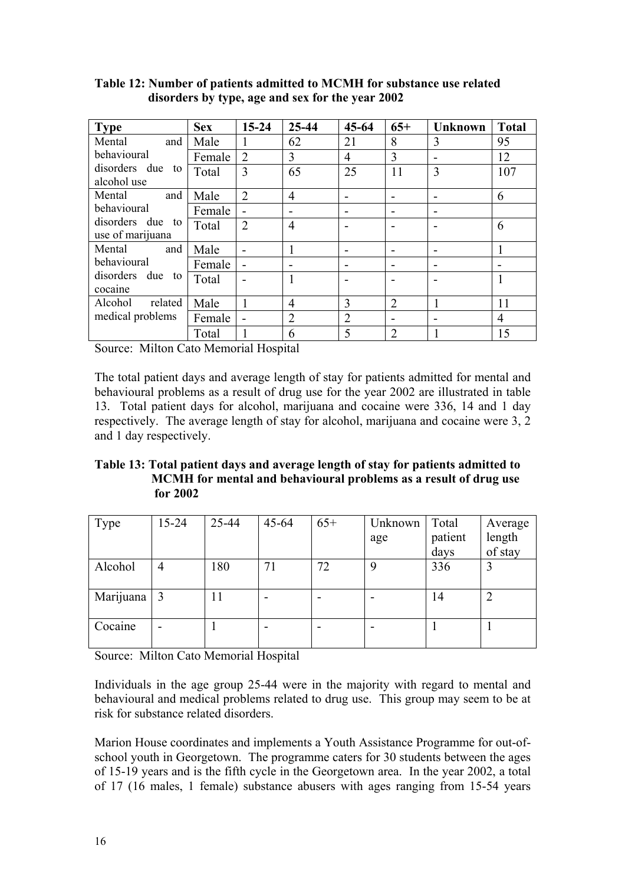**Table 12: Number of patients admitted to MCMH for substance use related disorders by type, age and sex for the year 2002**

| Type | Sex | 15-24 | 25-44 | 45-64 | 65+ | Unknown | Total |
|---|---|---|---|---|---|---|---|
| Mental and behavioural disorders due to alcohol use | Male | 1 | 62 | 21 | 8 | 3 | 95 |
| | Female | 2 | 3 | 4 | 3 | - | 12 |
| | Total | 3 | 65 | 25 | 11 | 3 | 107 |
| Mental and behavioural disorders due to use of marijuana | Male | 2 | 4 | - | - | - | 6 |
| | Female | - | - | - | - | - | |
| | Total | 2 | 4 | - | - | - | 6 |
| Mental and behavioural disorders due to cocaine | Male | - | 1 | - | - | - | 1 |
| | Female | - | - | - | - | - | - |
| | Total | - | 1 | - | - | - | 1 |
| Alcohol related medical problems | Male | 1 | 4 | 3 | 2 | 1 | 11 |
| | Female | - | 2 | 2 | - | - | 4 |
| | Total | 1 | 6 | 5 | 2 | 1 | 15 |

Source: Milton Cato Memorial Hospital

The total patient days and average length of stay for patients admitted for mental and behavioural problems as a result of drug use for the year 2002 are illustrated in table 13. Total patient days for alcohol, marijuana and cocaine were 336, 14 and 1 day respectively. The average length of stay for alcohol, marijuana and cocaine were 3, 2 and 1 day respectively.

**Table 13: Total patient days and average length of stay for patients admitted to MCMH for mental and behavioural problems as a result of drug use for 2002**

| Type | 15-24 | 25-44 | 45-64 | 65+ | Unknown age | Total patient days | Average length of stay |
|---|---|---|---|---|---|---|---|
| Alcohol | 4 | 180 | 71 | 72 | 9 | 336 | 3 |
| Marijuana | 3 | 11 | - | - | - | 14 | 2 |
| Cocaine | - | 1 | - | - | - | 1 | 1 |

Source: Milton Cato Memorial Hospital

Individuals in the age group 25-44 were in the majority with regard to mental and behavioural and medical problems related to drug use. This group may seem to be at risk for substance related disorders.

Marion House coordinates and implements a Youth Assistance Programme for out-of-school youth in Georgetown. The programme caters for 30 students between the ages of 15-19 years and is the fifth cycle in the Georgetown area. In the year 2002, a total of 17 (16 males, 1 female) substance abusers with ages ranging from 15-54 years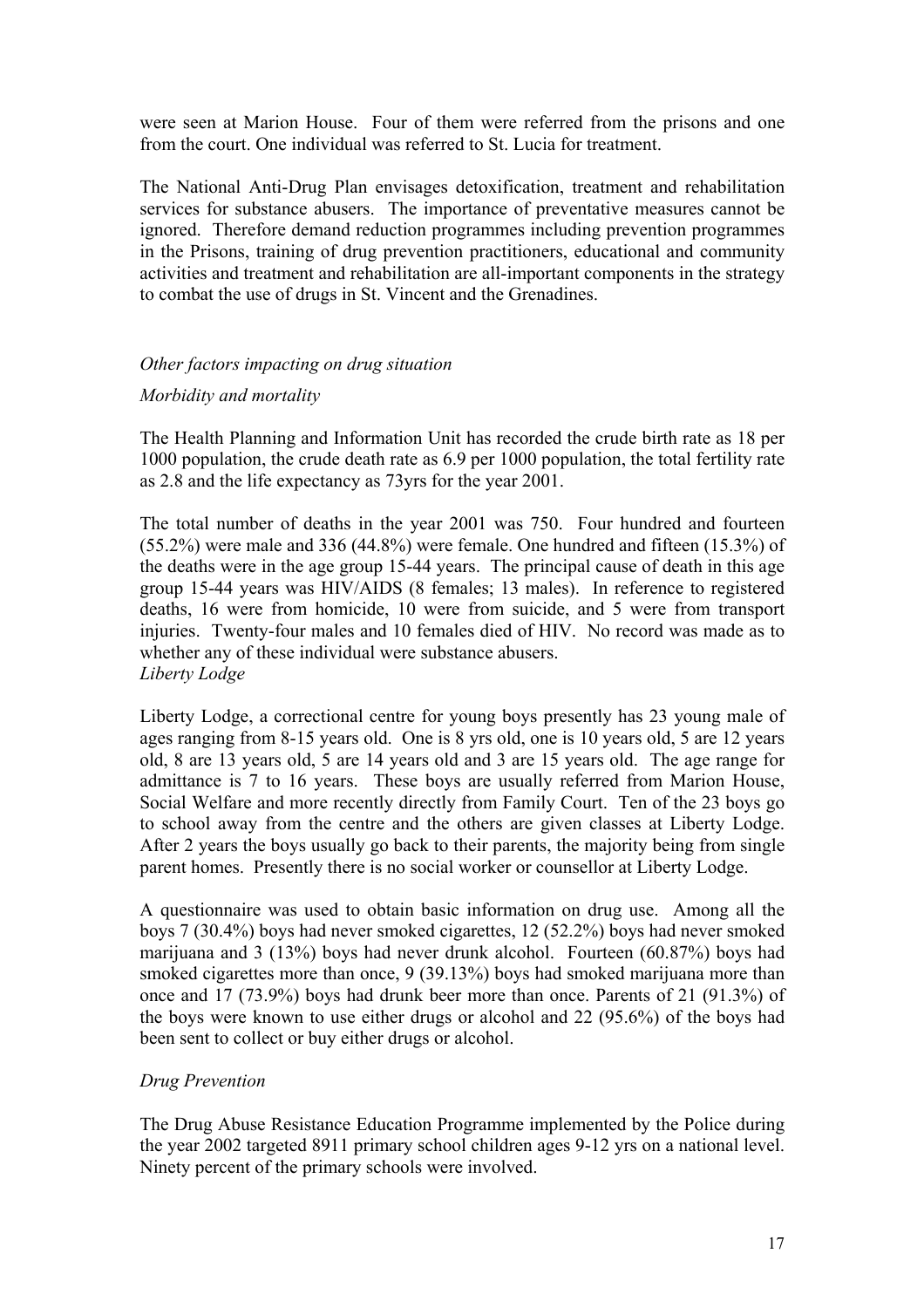were seen at Marion House. Four of them were referred from the prisons and one from the court. One individual was referred to St. Lucia for treatment.

The National Anti-Drug Plan envisages detoxification, treatment and rehabilitation services for substance abusers. The importance of preventative measures cannot be ignored. Therefore demand reduction programmes including prevention programmes in the Prisons, training of drug prevention practitioners, educational and community activities and treatment and rehabilitation are all-important components in the strategy to combat the use of drugs in St. Vincent and the Grenadines.

*Other factors impacting on drug situation*

*Morbidity and mortality*

The Health Planning and Information Unit has recorded the crude birth rate as 18 per 1000 population, the crude death rate as 6.9 per 1000 population, the total fertility rate as 2.8 and the life expectancy as 73yrs for the year 2001.

The total number of deaths in the year 2001 was 750. Four hundred and fourteen (55.2%) were male and 336 (44.8%) were female. One hundred and fifteen (15.3%) of the deaths were in the age group 15-44 years. The principal cause of death in this age group 15-44 years was HIV/AIDS (8 females; 13 males). In reference to registered deaths, 16 were from homicide, 10 were from suicide, and 5 were from transport injuries. Twenty-four males and 10 females died of HIV. No record was made as to whether any of these individual were substance abusers.

*Liberty Lodge*

Liberty Lodge, a correctional centre for young boys presently has 23 young male of ages ranging from 8-15 years old. One is 8 yrs old, one is 10 years old, 5 are 12 years old, 8 are 13 years old, 5 are 14 years old and 3 are 15 years old. The age range for admittance is 7 to 16 years. These boys are usually referred from Marion House, Social Welfare and more recently directly from Family Court. Ten of the 23 boys go to school away from the centre and the others are given classes at Liberty Lodge. After 2 years the boys usually go back to their parents, the majority being from single parent homes. Presently there is no social worker or counsellor at Liberty Lodge.

A questionnaire was used to obtain basic information on drug use. Among all the boys 7 (30.4%) boys had never smoked cigarettes, 12 (52.2%) boys had never smoked marijuana and 3 (13%) boys had never drunk alcohol. Fourteen (60.87%) boys had smoked cigarettes more than once, 9 (39.13%) boys had smoked marijuana more than once and 17 (73.9%) boys had drunk beer more than once. Parents of 21 (91.3%) of the boys were known to use either drugs or alcohol and 22 (95.6%) of the boys had been sent to collect or buy either drugs or alcohol.

*Drug Prevention*

The Drug Abuse Resistance Education Programme implemented by the Police during the year 2002 targeted 8911 primary school children ages 9-12 yrs on a national level. Ninety percent of the primary schools were involved.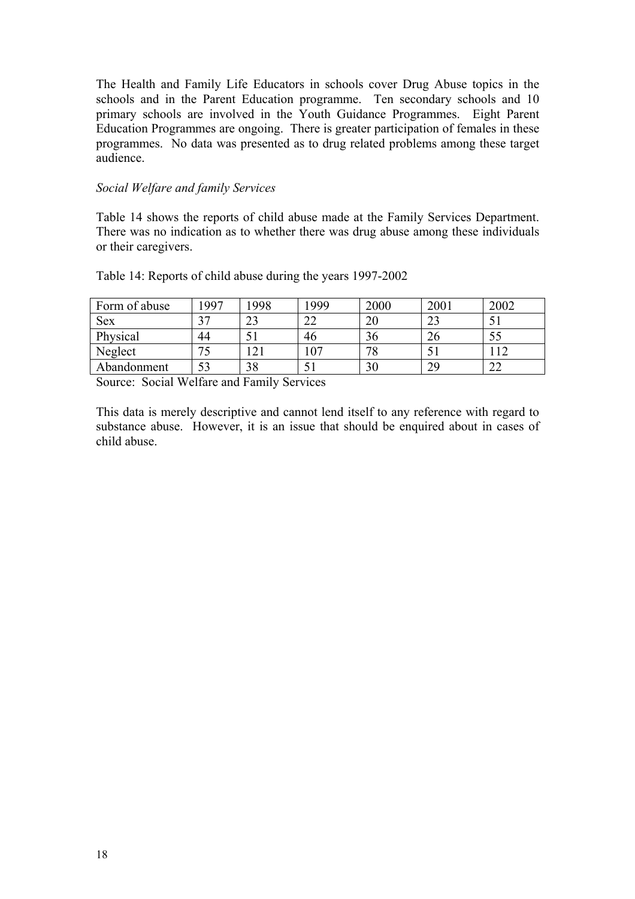The Health and Family Life Educators in schools cover Drug Abuse topics in the schools and in the Parent Education programme. Ten secondary schools and 10 primary schools are involved in the Youth Guidance Programmes. Eight Parent Education Programmes are ongoing. There is greater participation of females in these programmes. No data was presented as to drug related problems among these target audience.

*Social Welfare and family Services*

Table 14 shows the reports of child abuse made at the Family Services Department. There was no indication as to whether there was drug abuse among these individuals or their caregivers.

Table 14: Reports of child abuse during the years 1997-2002

| Form of abuse | 1997 | 1998 | 1999 | 2000 | 2001 | 2002 |
|---|---|---|---|---|---|---|
| Sex | 37 | 23 | 22 | 20 | 23 | 51 |
| Physical | 44 | 51 | 46 | 36 | 26 | 55 |
| Neglect | 75 | 121 | 107 | 78 | 51 | 112 |
| Abandonment | 53 | 38 | 51 | 30 | 29 | 22 |

Source: Social Welfare and Family Services

This data is merely descriptive and cannot lend itself to any reference with regard to substance abuse. However, it is an issue that should be enquired about in cases of child abuse.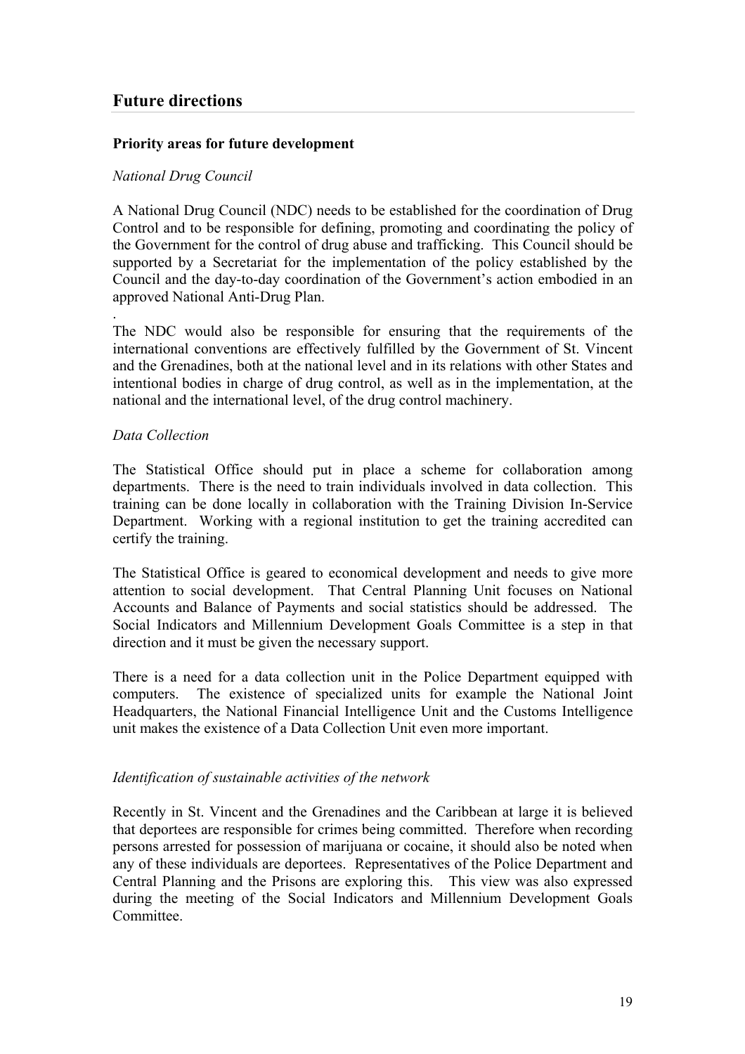## Future directions

### Priority areas for future development

*National Drug Council*

A National Drug Council (NDC) needs to be established for the coordination of Drug Control and to be responsible for defining, promoting and coordinating the policy of the Government for the control of drug abuse and trafficking. This Council should be supported by a Secretariat for the implementation of the policy established by the Council and the day-to-day coordination of the Government's action embodied in an approved National Anti-Drug Plan.

.

The NDC would also be responsible for ensuring that the requirements of the international conventions are effectively fulfilled by the Government of St. Vincent and the Grenadines, both at the national level and in its relations with other States and intentional bodies in charge of drug control, as well as in the implementation, at the national and the international level, of the drug control machinery.

*Data Collection*

The Statistical Office should put in place a scheme for collaboration among departments. There is the need to train individuals involved in data collection. This training can be done locally in collaboration with the Training Division In-Service Department. Working with a regional institution to get the training accredited can certify the training.

The Statistical Office is geared to economical development and needs to give more attention to social development. That Central Planning Unit focuses on National Accounts and Balance of Payments and social statistics should be addressed. The Social Indicators and Millennium Development Goals Committee is a step in that direction and it must be given the necessary support.

There is a need for a data collection unit in the Police Department equipped with computers. The existence of specialized units for example the National Joint Headquarters, the National Financial Intelligence Unit and the Customs Intelligence unit makes the existence of a Data Collection Unit even more important.

*Identification of sustainable activities of the network*

Recently in St. Vincent and the Grenadines and the Caribbean at large it is believed that deportees are responsible for crimes being committed. Therefore when recording persons arrested for possession of marijuana or cocaine, it should also be noted when any of these individuals are deportees. Representatives of the Police Department and Central Planning and the Prisons are exploring this. This view was also expressed during the meeting of the Social Indicators and Millennium Development Goals Committee.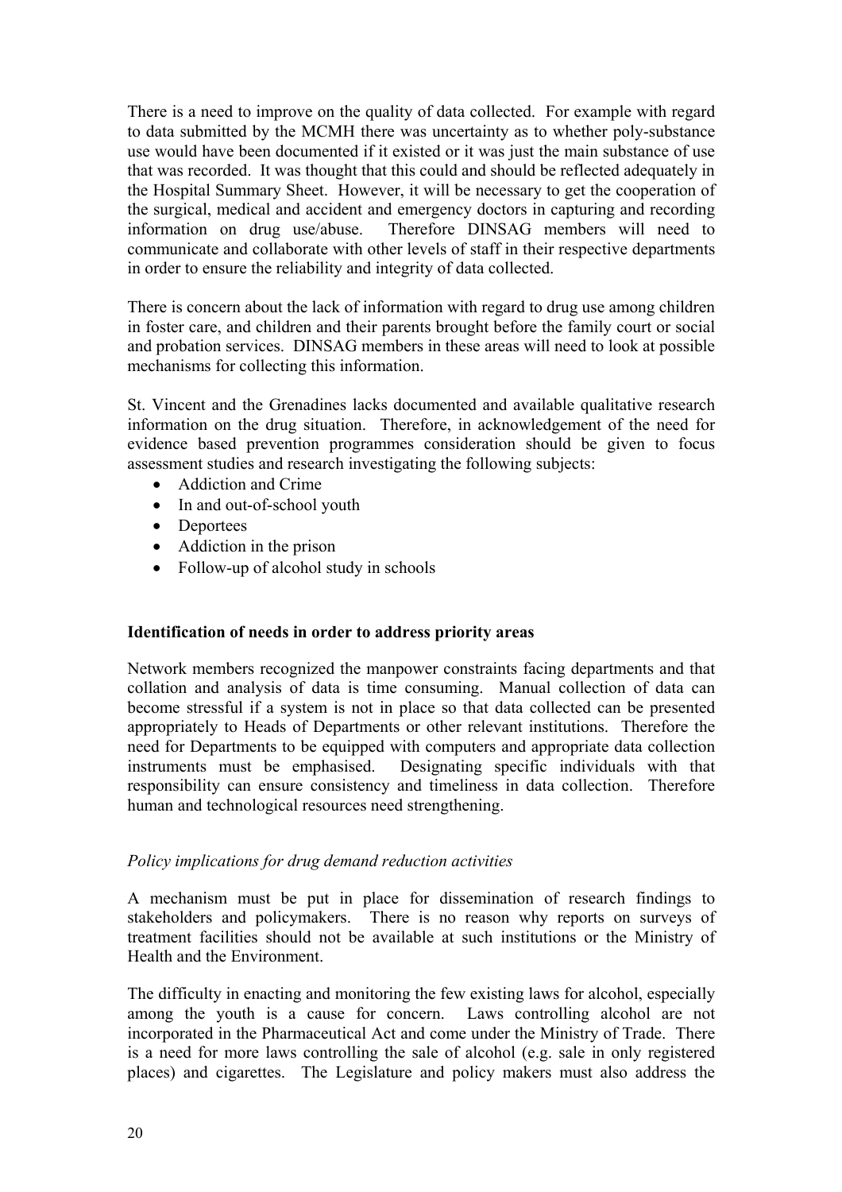There is a need to improve on the quality of data collected. For example with regard to data submitted by the MCMH there was uncertainty as to whether poly-substance use would have been documented if it existed or it was just the main substance of use that was recorded. It was thought that this could and should be reflected adequately in the Hospital Summary Sheet. However, it will be necessary to get the cooperation of the surgical, medical and accident and emergency doctors in capturing and recording information on drug use/abuse. Therefore DINSAG members will need to communicate and collaborate with other levels of staff in their respective departments in order to ensure the reliability and integrity of data collected.

There is concern about the lack of information with regard to drug use among children in foster care, and children and their parents brought before the family court or social and probation services. DINSAG members in these areas will need to look at possible mechanisms for collecting this information.

St. Vincent and the Grenadines lacks documented and available qualitative research information on the drug situation. Therefore, in acknowledgement of the need for evidence based prevention programmes consideration should be given to focus assessment studies and research investigating the following subjects:

- Addiction and Crime
- In and out-of-school youth
- Deportees
- Addiction in the prison
- Follow-up of alcohol study in schools

**Identification of needs in order to address priority areas**

Network members recognized the manpower constraints facing departments and that collation and analysis of data is time consuming. Manual collection of data can become stressful if a system is not in place so that data collected can be presented appropriately to Heads of Departments or other relevant institutions. Therefore the need for Departments to be equipped with computers and appropriate data collection instruments must be emphasised. Designating specific individuals with that responsibility can ensure consistency and timeliness in data collection. Therefore human and technological resources need strengthening.

*Policy implications for drug demand reduction activities*

A mechanism must be put in place for dissemination of research findings to stakeholders and policymakers. There is no reason why reports on surveys of treatment facilities should not be available at such institutions or the Ministry of Health and the Environment.

The difficulty in enacting and monitoring the few existing laws for alcohol, especially among the youth is a cause for concern. Laws controlling alcohol are not incorporated in the Pharmaceutical Act and come under the Ministry of Trade. There is a need for more laws controlling the sale of alcohol (e.g. sale in only registered places) and cigarettes. The Legislature and policy makers must also address the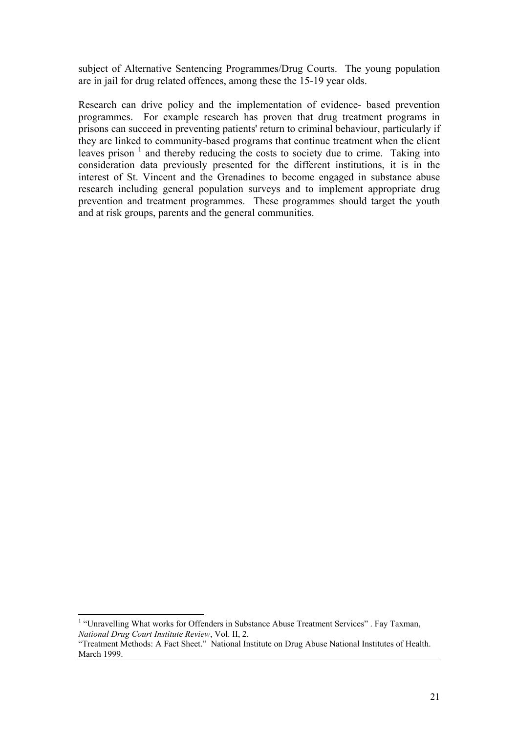subject of Alternative Sentencing Programmes/Drug Courts. The young population are in jail for drug related offences, among these the 15-19 year olds.

Research can drive policy and the implementation of evidence- based prevention programmes. For example research has proven that drug treatment programs in prisons can succeed in preventing patients' return to criminal behaviour, particularly if they are linked to community-based programs that continue treatment when the client leaves prison [1] and thereby reducing the costs to society due to crime. Taking into consideration data previously presented for the different institutions, it is in the interest of St. Vincent and the Grenadines to become engaged in substance abuse research including general population surveys and to implement appropriate drug prevention and treatment programmes. These programmes should target the youth and at risk groups, parents and the general communities.

---

[1] "Unravelling What works for Offenders in Substance Abuse Treatment Services" . Fay Taxman, *National Drug Court Institute Review*, Vol. II, 2.
"Treatment Methods: A Fact Sheet." National Institute on Drug Abuse National Institutes of Health. March 1999.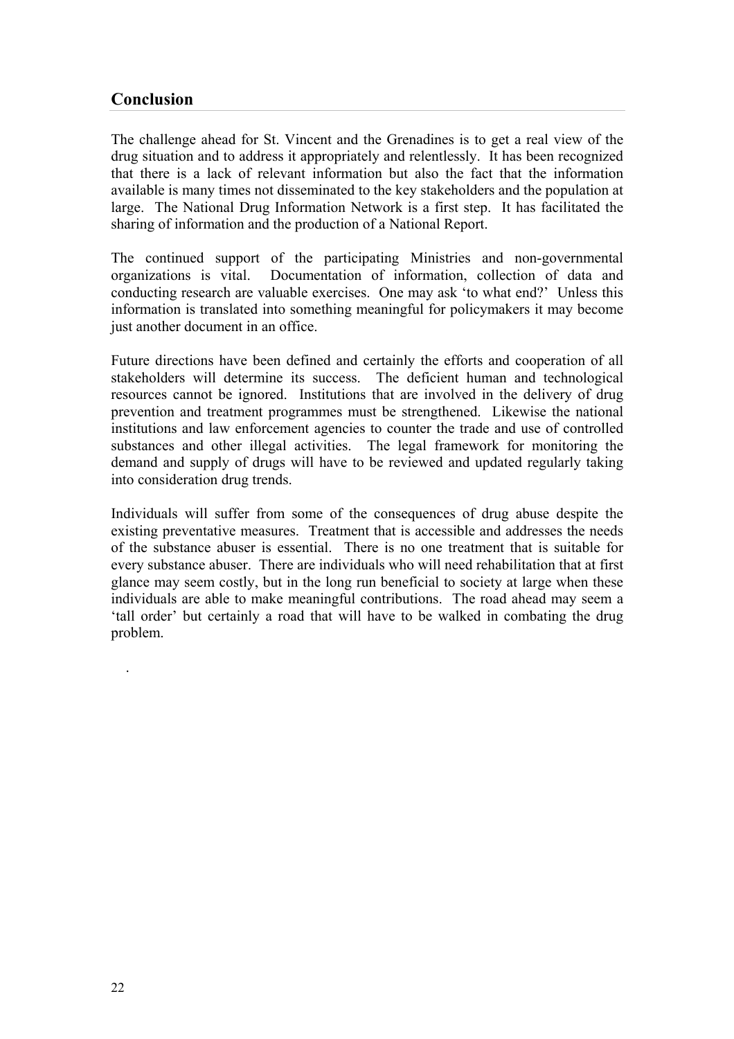## Conclusion

The challenge ahead for St. Vincent and the Grenadines is to get a real view of the drug situation and to address it appropriately and relentlessly. It has been recognized that there is a lack of relevant information but also the fact that the information available is many times not disseminated to the key stakeholders and the population at large. The National Drug Information Network is a first step. It has facilitated the sharing of information and the production of a National Report.

The continued support of the participating Ministries and non-governmental organizations is vital. Documentation of information, collection of data and conducting research are valuable exercises. One may ask 'to what end?' Unless this information is translated into something meaningful for policymakers it may become just another document in an office.

Future directions have been defined and certainly the efforts and cooperation of all stakeholders will determine its success. The deficient human and technological resources cannot be ignored. Institutions that are involved in the delivery of drug prevention and treatment programmes must be strengthened. Likewise the national institutions and law enforcement agencies to counter the trade and use of controlled substances and other illegal activities. The legal framework for monitoring the demand and supply of drugs will have to be reviewed and updated regularly taking into consideration drug trends.

Individuals will suffer from some of the consequences of drug abuse despite the existing preventative measures. Treatment that is accessible and addresses the needs of the substance abuser is essential. There is no one treatment that is suitable for every substance abuser. There are individuals who will need rehabilitation that at first glance may seem costly, but in the long run beneficial to society at large when these individuals are able to make meaningful contributions. The road ahead may seem a 'tall order' but certainly a road that will have to be walked in combating the drug problem.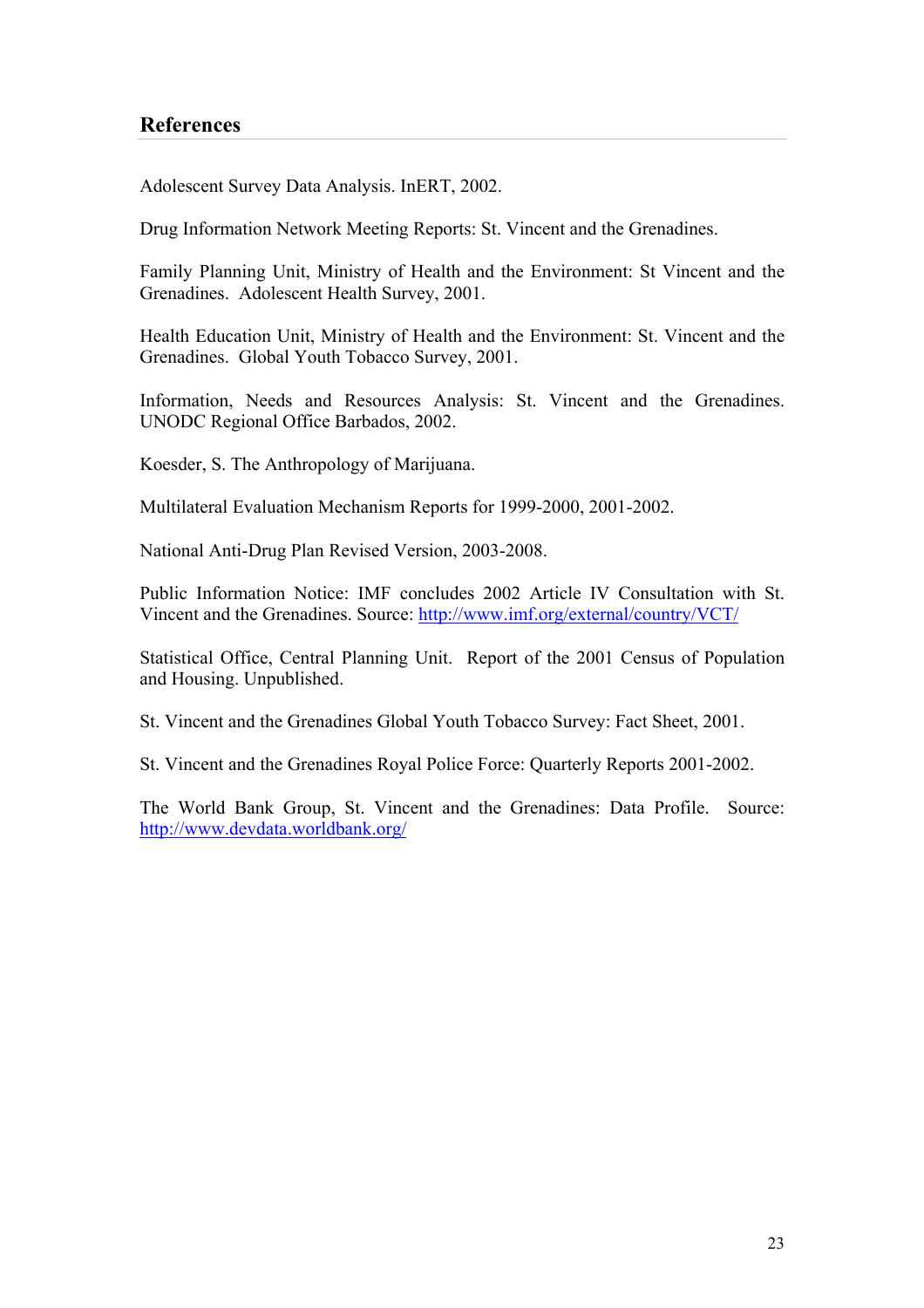## References

Adolescent Survey Data Analysis. InERT, 2002.

Drug Information Network Meeting Reports: St. Vincent and the Grenadines.

Family Planning Unit, Ministry of Health and the Environment: St Vincent and the Grenadines. Adolescent Health Survey, 2001.

Health Education Unit, Ministry of Health and the Environment: St. Vincent and the Grenadines. Global Youth Tobacco Survey, 2001.

Information, Needs and Resources Analysis: St. Vincent and the Grenadines. UNODC Regional Office Barbados, 2002.

Koesder, S. The Anthropology of Marijuana.

Multilateral Evaluation Mechanism Reports for 1999-2000, 2001-2002.

National Anti-Drug Plan Revised Version, 2003-2008.

Public Information Notice: IMF concludes 2002 Article IV Consultation with St. Vincent and the Grenadines. Source: http://www.imf.org/external/country/VCT/

Statistical Office, Central Planning Unit. Report of the 2001 Census of Population and Housing. Unpublished.

St. Vincent and the Grenadines Global Youth Tobacco Survey: Fact Sheet, 2001.

St. Vincent and the Grenadines Royal Police Force: Quarterly Reports 2001-2002.

The World Bank Group, St. Vincent and the Grenadines: Data Profile. Source: http://www.devdata.worldbank.org/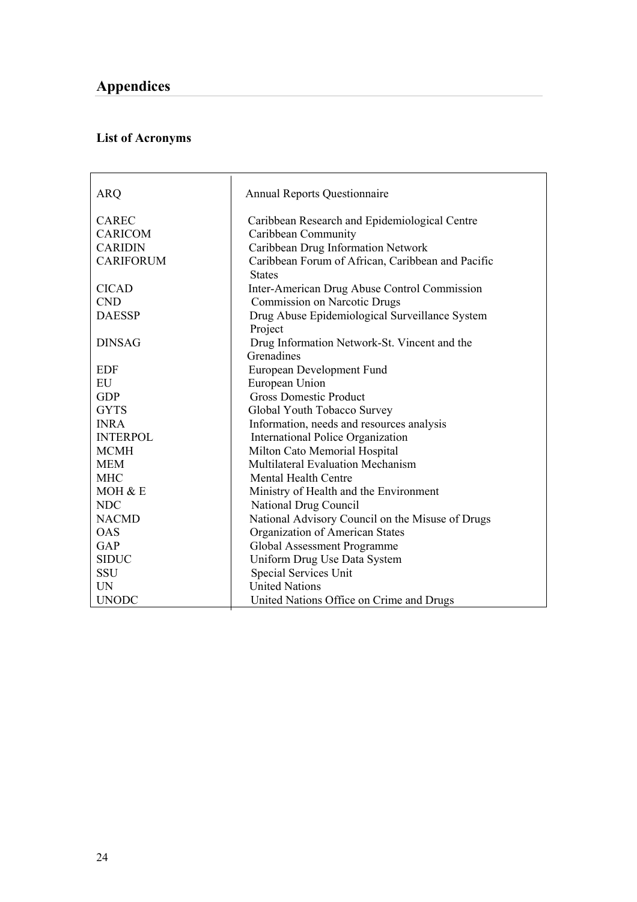# Appendices

### List of Acronyms

| | |
|---|---|
| ARQ | Annual Reports Questionnaire |
| CAREC | Caribbean Research and Epidemiological Centre |
| CARICOM | Caribbean Community |
| CARIDIN | Caribbean Drug Information Network |
| CARIFORUM | Caribbean Forum of African, Caribbean and Pacific States |
| CICAD | Inter-American Drug Abuse Control Commission |
| CND | Commission on Narcotic Drugs |
| DAESSP | Drug Abuse Epidemiological Surveillance System Project |
| DINSAG | Drug Information Network-St. Vincent and the Grenadines |
| EDF | European Development Fund |
| EU | European Union |
| GDP | Gross Domestic Product |
| GYTS | Global Youth Tobacco Survey |
| INRA | Information, needs and resources analysis |
| INTERPOL | International Police Organization |
| MCMH | Milton Cato Memorial Hospital |
| MEM | Multilateral Evaluation Mechanism |
| MHC | Mental Health Centre |
| MOH & E | Ministry of Health and the Environment |
| NDC | National Drug Council |
| NACMD | National Advisory Council on the Misuse of Drugs |
| OAS | Organization of American States |
| GAP | Global Assessment Programme |
| SIDUC | Uniform Drug Use Data System |
| SSU | Special Services Unit |
| UN | United Nations |
| UNODC | United Nations Office on Crime and Drugs |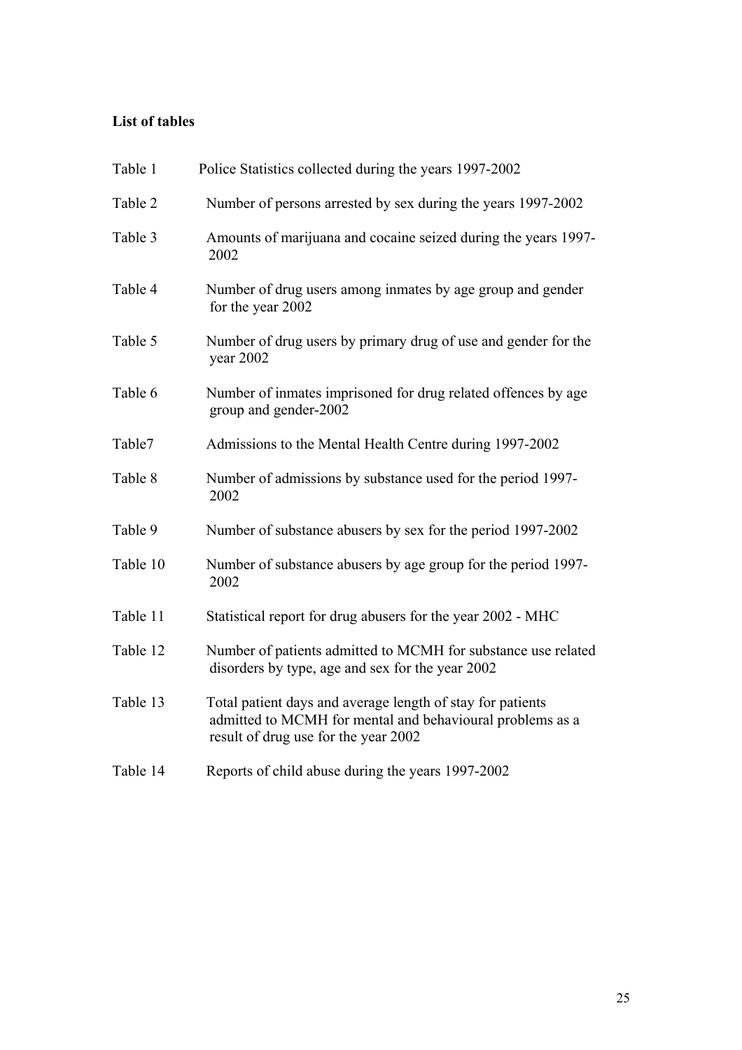**List of tables**

| | |
|---|---|
| Table 1 | Police Statistics collected during the years 1997-2002 |
| Table 2 | Number of persons arrested by sex during the years 1997-2002 |
| Table 3 | Amounts of marijuana and cocaine seized during the years 1997-2002 |
| Table 4 | Number of drug users among inmates by age group and gender for the year 2002 |
| Table 5 | Number of drug users by primary drug of use and gender for the year 2002 |
| Table 6 | Number of inmates imprisoned for drug related offences by age group and gender-2002 |
| Table7 | Admissions to the Mental Health Centre during 1997-2002 |
| Table 8 | Number of admissions by substance used for the period 1997-2002 |
| Table 9 | Number of substance abusers by sex for the period 1997-2002 |
| Table 10 | Number of substance abusers by age group for the period 1997-2002 |
| Table 11 | Statistical report for drug abusers for the year 2002 - MHC |
| Table 12 | Number of patients admitted to MCMH for substance use related disorders by type, age and sex for the year 2002 |
| Table 13 | Total patient days and average length of stay for patients admitted to MCMH for mental and behavioural problems as a result of drug use for the year 2002 |
| Table 14 | Reports of child abuse during the years 1997-2002 |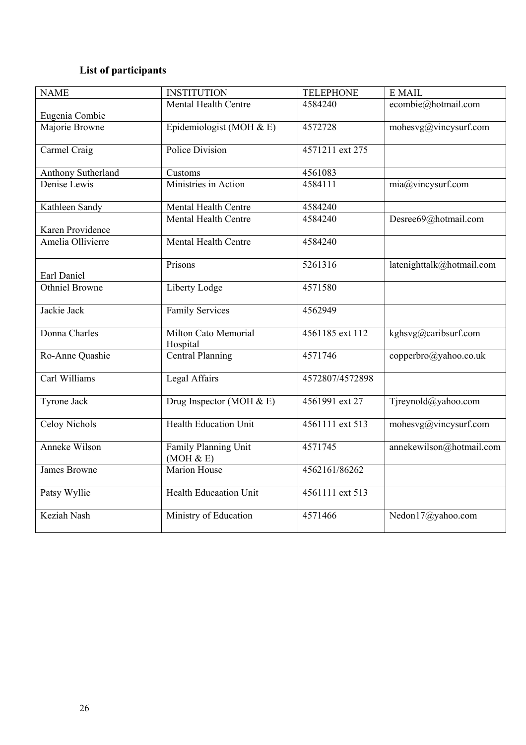**List of participants**

| NAME | INSTITUTION | TELEPHONE | E MAIL |
|---|---|---|---|
| Eugenia Combie | Mental Health Centre | 4584240 | ecombie@hotmail.com |
| Majorie Browne | Epidemiologist (MOH & E) | 4572728 | mohesvg@vincysurf.com |
| Carmel Craig | Police Division | 4571211 ext 275 | |
| Anthony Sutherland | Customs | 4561083 | |
| Denise Lewis | Ministries in Action | 4584111 | mia@vincysurf.com |
| Kathleen Sandy | Mental Health Centre | 4584240 | |
| Karen Providence | Mental Health Centre | 4584240 | Desree69@hotmail.com |
| Amelia Ollivierre | Mental Health Centre | 4584240 | |
| Earl Daniel | Prisons | 5261316 | latenighttalk@hotmail.com |
| Othniel Browne | Liberty Lodge | 4571580 | |
| Jackie Jack | Family Services | 4562949 | |
| Donna Charles | Milton Cato Memorial Hospital | 4561185 ext 112 | kghsvg@caribsurf.com |
| Ro-Anne Quashie | Central Planning | 4571746 | copperbro@yahoo.co.uk |
| Carl Williams | Legal Affairs | 4572807/4572898 | |
| Tyrone Jack | Drug Inspector (MOH & E) | 4561991 ext 27 | Tjreynold@yahoo.com |
| Celoy Nichols | Health Education Unit | 4561111 ext 513 | mohesvg@vincysurf.com |
| Anneke Wilson | Family Planning Unit (MOH & E) | 4571745 | annekewilson@hotmail.com |
| James Browne | Marion House | 4562161/86262 | |
| Patsy Wyllie | Health Educaation Unit | 4561111 ext 513 | |
| Keziah Nash | Ministry of Education | 4571466 | Nedon17@yahoo.com |